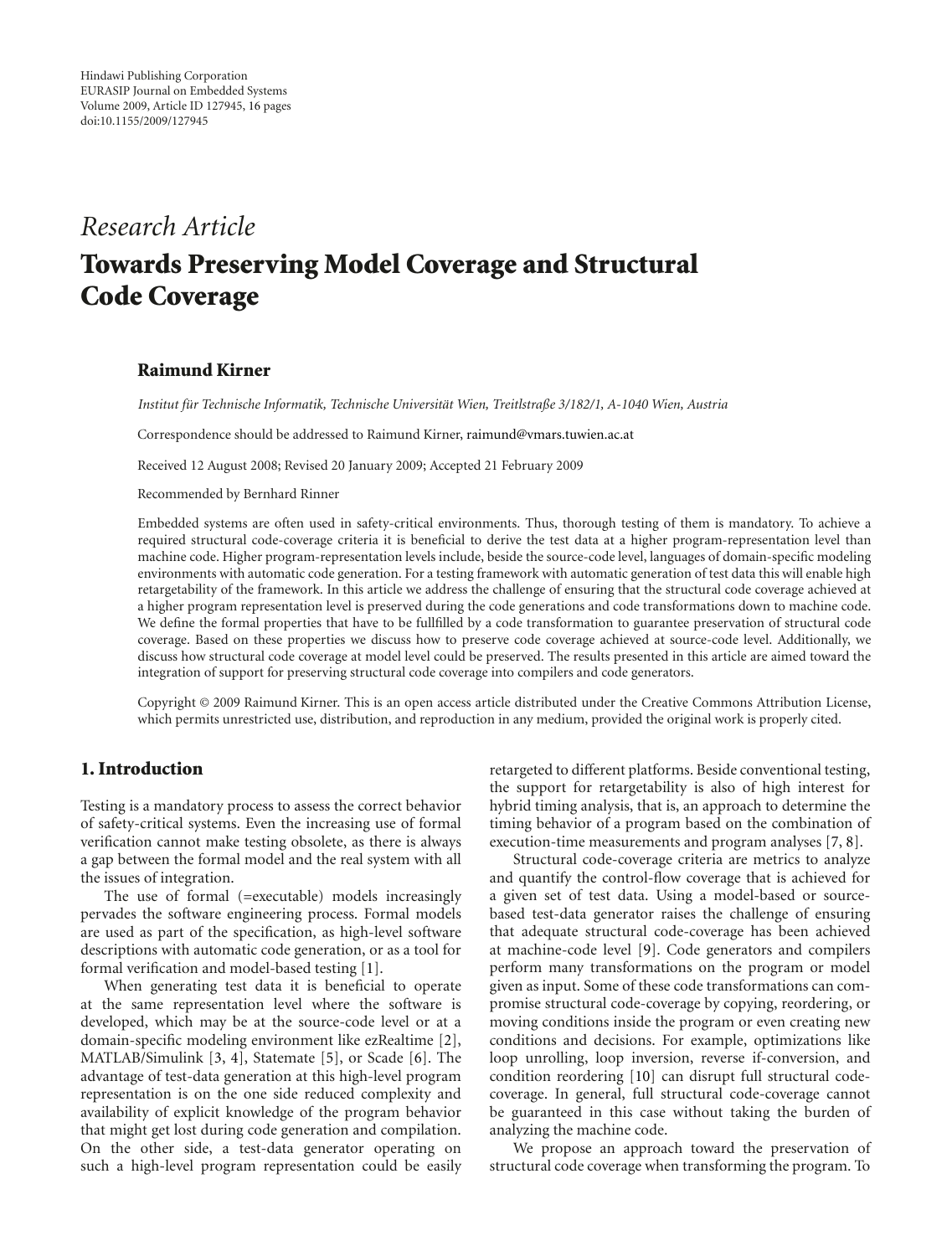Hindawi Publishing Corporation
EURASIP Journal on Embedded Systems
Volume 2009, Article ID 127945, 16 pages
doi:10.1155/2009/127945

*Research Article*

# Towards Preserving Model Coverage and Structural Code Coverage

**Raimund Kirner**

*Institut für Technische Informatik, Technische Universität Wien, Treitlstraße 3/182/1, A-1040 Wien, Austria*

Correspondence should be addressed to Raimund Kirner, raimund@vmars.tuwien.ac.at

Received 12 August 2008; Revised 20 January 2009; Accepted 21 February 2009

Recommended by Bernhard Rinner

Embedded systems are often used in safety-critical environments. Thus, thorough testing of them is mandatory. To achieve a required structural code-coverage criteria it is beneficial to derive the test data at a higher program-representation level than machine code. Higher program-representation levels include, beside the source-code level, languages of domain-specific modeling environments with automatic code generation. For a testing framework with automatic generation of test data this will enable high retargetability of the framework. In this article we address the challenge of ensuring that the structural code coverage achieved at a higher program representation level is preserved during the code generations and code transformations down to machine code. We define the formal properties that have to be fullfilled by a code transformation to guarantee preservation of structural code coverage. Based on these properties we discuss how to preserve code coverage achieved at source-code level. Additionally, we discuss how structural code coverage at model level could be preserved. The results presented in this article are aimed toward the integration of support for preserving structural code coverage into compilers and code generators.

Copyright © 2009 Raimund Kirner. This is an open access article distributed under the Creative Commons Attribution License, which permits unrestricted use, distribution, and reproduction in any medium, provided the original work is properly cited.

## 1. Introduction

Testing is a mandatory process to assess the correct behavior of safety-critical systems. Even the increasing use of formal verification cannot make testing obsolete, as there is always a gap between the formal model and the real system with all the issues of integration.

The use of formal (=executable) models increasingly pervades the software engineering process. Formal models are used as part of the specification, as high-level software descriptions with automatic code generation, or as a tool for formal verification and model-based testing [1].

When generating test data it is beneficial to operate at the same representation level where the software is developed, which may be at the source-code level or at a domain-specific modeling environment like ezRealtime [2], MATLAB/Simulink [3, 4], Statemate [5], or Scade [6]. The advantage of test-data generation at this high-level program representation is on the one side reduced complexity and availability of explicit knowledge of the program behavior that might get lost during code generation and compilation. On the other side, a test-data generator operating on such a high-level program representation could be easily retargeted to different platforms. Beside conventional testing, the support for retargetability is also of high interest for hybrid timing analysis, that is, an approach to determine the timing behavior of a program based on the combination of execution-time measurements and program analyses [7, 8].

Structural code-coverage criteria are metrics to analyze and quantify the control-flow coverage that is achieved for a given set of test data. Using a model-based or source-based test-data generator raises the challenge of ensuring that adequate structural code-coverage has been achieved at machine-code level [9]. Code generators and compilers perform many transformations on the program or model given as input. Some of these code transformations can compromise structural code-coverage by copying, reordering, or moving conditions inside the program or even creating new conditions and decisions. For example, optimizations like loop unrolling, loop inversion, reverse if-conversion, and condition reordering [10] can disrupt full structural code-coverage. In general, full structural code-coverage cannot be guaranteed in this case without taking the burden of analyzing the machine code.

We propose an approach toward the preservation of structural code coverage when transforming the program. To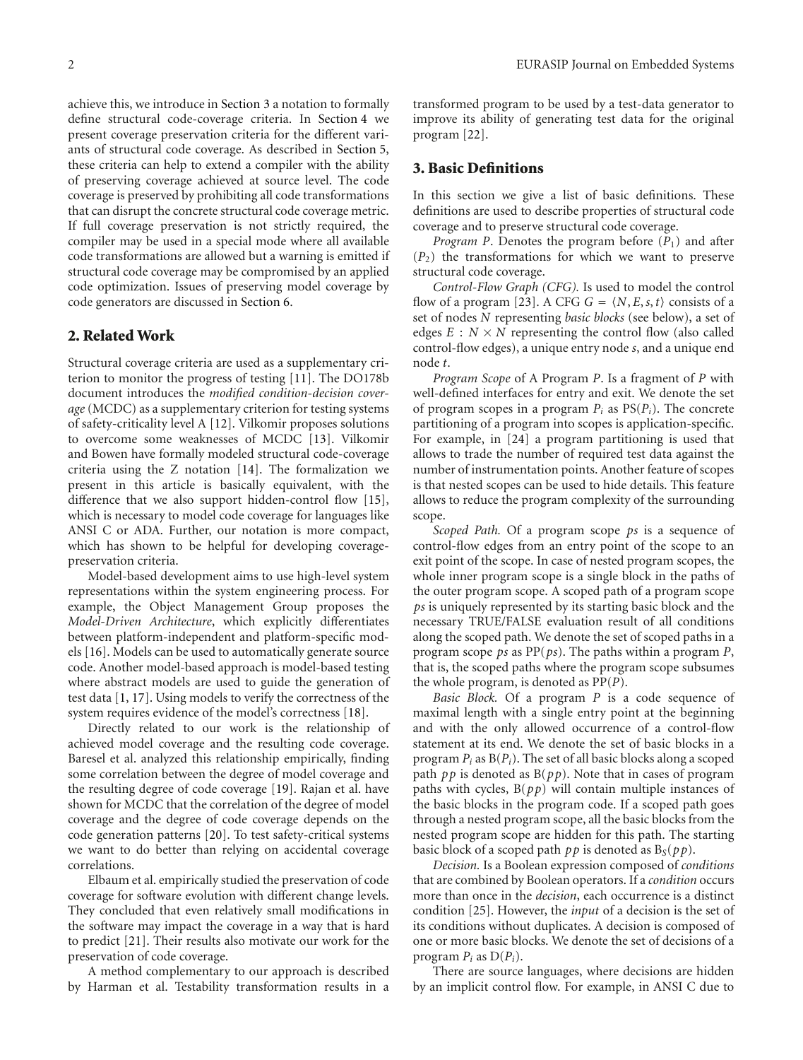achieve this, we introduce in Section 3 a notation to formally define structural code-coverage criteria. In Section 4 we present coverage preservation criteria for the different variants of structural code coverage. As described in Section 5, these criteria can help to extend a compiler with the ability of preserving coverage achieved at source level. The code coverage is preserved by prohibiting all code transformations that can disrupt the concrete structural code coverage metric. If full coverage preservation is not strictly required, the compiler may be used in a special mode where all available code transformations are allowed but a warning is emitted if structural code coverage may be compromised by an applied code optimization. Issues of preserving model coverage by code generators are discussed in Section 6.

## 2. Related Work

Structural coverage criteria are used as a supplementary criterion to monitor the progress of testing [11]. The DO178b document introduces the *modified condition-decision coverage* (MCDC) as a supplementary criterion for testing systems of safety-criticality level A [12]. Vilkomir proposes solutions to overcome some weaknesses of MCDC [13]. Vilkomir and Bowen have formally modeled structural code-coverage criteria using the Z notation [14]. The formalization we present in this article is basically equivalent, with the difference that we also support hidden-control flow [15], which is necessary to model code coverage for languages like ANSI C or ADA. Further, our notation is more compact, which has shown to be helpful for developing coverage-preservation criteria.

Model-based development aims to use high-level system representations within the system engineering process. For example, the Object Management Group proposes the *Model-Driven Architecture*, which explicitly differentiates between platform-independent and platform-specific models [16]. Models can be used to automatically generate source code. Another model-based approach is model-based testing where abstract models are used to guide the generation of test data [1, 17]. Using models to verify the correctness of the system requires evidence of the model's correctness [18].

Directly related to our work is the relationship of achieved model coverage and the resulting code coverage. Baresel et al. analyzed this relationship empirically, finding some correlation between the degree of model coverage and the resulting degree of code coverage [19]. Rajan et al. have shown for MCDC that the correlation of the degree of model coverage and the degree of code coverage depends on the code generation patterns [20]. To test safety-critical systems we want to do better than relying on accidental coverage correlations.

Elbaum et al. empirically studied the preservation of code coverage for software evolution with different change levels. They concluded that even relatively small modifications in the software may impact the coverage in a way that is hard to predict [21]. Their results also motivate our work for the preservation of code coverage.

A method complementary to our approach is described by Harman et al. Testability transformation results in a transformed program to be used by a test-data generator to improve its ability of generating test data for the original program [22].

## 3. Basic Definitions

In this section we give a list of basic definitions. These definitions are used to describe properties of structural code coverage and to preserve structural code coverage.

*Program P*. Denotes the program before ($P_1$) and after ($P_2$) the transformations for which we want to preserve structural code coverage.

*Control-Flow Graph (CFG).* Is used to model the control flow of a program [23]. A CFG $G = \langle N, E, s, t\rangle$ consists of a set of nodes $N$ representing *basic blocks* (see below), a set of edges $E : N \times N$ representing the control flow (also called control-flow edges), a unique entry node $s$, and a unique end node $t$.

*Program Scope* of A Program $P$. Is a fragment of $P$ with well-defined interfaces for entry and exit. We denote the set of program scopes in a program $P_i$ as $\text{PS}(P_i)$. The concrete partitioning of a program into scopes is application-specific. For example, in [24] a program partitioning is used that allows to trade the number of required test data against the number of instrumentation points. Another feature of scopes is that nested scopes can be used to hide details. This feature allows to reduce the program complexity of the surrounding scope.

*Scoped Path.* Of a program scope $ps$ is a sequence of control-flow edges from an entry point of the scope to an exit point of the scope. In case of nested program scopes, the whole inner program scope is a single block in the paths of the outer program scope. A scoped path of a program scope $ps$ is uniquely represented by its starting basic block and the necessary TRUE/FALSE evaluation result of all conditions along the scoped path. We denote the set of scoped paths in a program scope $ps$ as $\text{PP}(ps)$. The paths within a program $P$, that is, the scoped paths where the program scope subsumes the whole program, is denoted as $\text{PP}(P)$.

*Basic Block.* Of a program $P$ is a code sequence of maximal length with a single entry point at the beginning and with the only allowed occurrence of a control-flow statement at its end. We denote the set of basic blocks in a program $P_i$ as $\text{B}(P_i)$. The set of all basic blocks along a scoped path $pp$ is denoted as $\text{B}(pp)$. Note that in cases of program paths with cycles, $\text{B}(pp)$ will contain multiple instances of the basic blocks in the program code. If a scoped path goes through a nested program scope, all the basic blocks from the nested program scope are hidden for this path. The starting basic block of a scoped path $pp$ is denoted as $\text{B}_S(pp)$.

*Decision.* Is a Boolean expression composed of *conditions* that are combined by Boolean operators. If a *condition* occurs more than once in the *decision*, each occurrence is a distinct condition [25]. However, the *input* of a decision is the set of its conditions without duplicates. A decision is composed of one or more basic blocks. We denote the set of decisions of a program $P_i$ as $\text{D}(P_i)$.

There are source languages, where decisions are hidden by an implicit control flow. For example, in ANSI C due to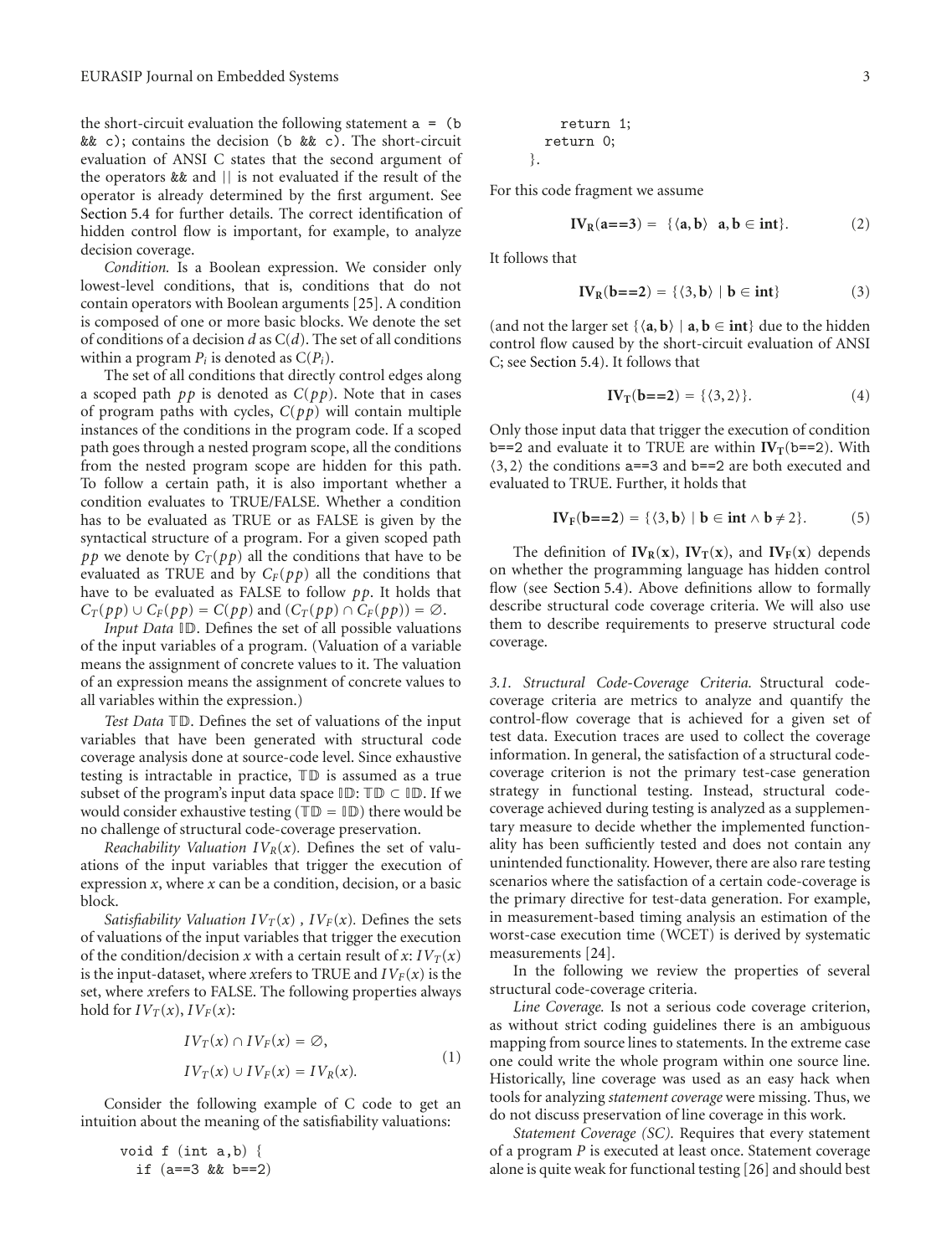the short-circuit evaluation the following statement `a = (b && c);` contains the decision `(b && c)`. The short-circuit evaluation of ANSI C states that the second argument of the operators `&&` and `||` is not evaluated if the result of the operator is already determined by the first argument. See Section 5.4 for further details. The correct identification of hidden control flow is important, for example, to analyze decision coverage.

*Condition.* Is a Boolean expression. We consider only lowest-level conditions, that is, conditions that do not contain operators with Boolean arguments [25]. A condition is composed of one or more basic blocks. We denote the set of conditions of a decision $d$ as $C(d)$. The set of all conditions within a program $P_i$ is denoted as $C(P_i)$.

The set of all conditions that directly control edges along a scoped path $pp$ is denoted as $C(pp)$. Note that in cases of program paths with cycles, $C(pp)$ will contain multiple instances of the conditions in the program code. If a scoped path goes through a nested program scope, all the conditions from the nested program scope are hidden for this path. To follow a certain path, it is also important whether a condition evaluates to TRUE/FALSE. Whether a condition has to be evaluated as TRUE or as FALSE is given by the syntactical structure of a program. For a given scoped path $pp$ we denote by $C_T(pp)$ all the conditions that have to be evaluated as TRUE and by $C_F(pp)$ all the conditions that have to be evaluated as FALSE to follow $pp$. It holds that $C_T(pp) \cup C_F(pp) = C(pp)$ and $(C_T(pp) \cap C_F(pp)) = \emptyset$.

*Input Data* $\mathbb{ID}$. Defines the set of all possible valuations of the input variables of a program. (Valuation of a variable means the assignment of concrete values to it. The valuation of an expression means the assignment of concrete values to all variables within the expression.)

*Test Data* $\mathbb{TD}$. Defines the set of valuations of the input variables that have been generated with structural code coverage analysis done at source-code level. Since exhaustive testing is intractable in practice, $\mathbb{TD}$ is assumed as a true subset of the program's input data space $\mathbb{ID}$: $\mathbb{TD} \subset \mathbb{ID}$. If we would consider exhaustive testing ($\mathbb{TD} = \mathbb{ID}$) there would be no challenge of structural code-coverage preservation.

*Reachability Valuation* $IV_R(x)$. Defines the set of valuations of the input variables that trigger the execution of expression $x$, where $x$ can be a condition, decision, or a basic block.

*Satisfiability Valuation* $IV_T(x)$ *,* $IV_F(x)$. Defines the sets of valuations of the input variables that trigger the execution of the condition/decision $x$ with a certain result of $x$: $IV_T(x)$ is the input-dataset, where $x$refers to TRUE and $IV_F(x)$ is the set, where $x$refers to FALSE. The following properties always hold for $IV_T(x), IV_F(x)$:

$$
\begin{aligned}
IV_T(x) \cap IV_F(x) &= \emptyset, \\
IV_T(x) \cup IV_F(x) &= IV_R(x).
\end{aligned}
\tag{1}
$$

Consider the following example of C code to get an intuition about the meaning of the satisfiability valuations:

```
void f (int a,b) {
  if (a==3 && b==2)
    return 1;
  return 0;
}.
```

For this code fragment we assume

$$
\mathbf{IV_R}(\mathbf{a{=}{=}3}) = \{\langle \mathbf{a}, \mathbf{b} \rangle \;\; \mathbf{a}, \mathbf{b} \in \mathbf{int}\}. \tag{2}
$$

It follows that

$$
\mathbf{IV_R}(\mathbf{b{=}{=}2}) = \{\langle 3, \mathbf{b} \rangle \mid \mathbf{b} \in \mathbf{int}\} \tag{3}
$$

(and not the larger set $\{\langle \mathbf{a}, \mathbf{b} \rangle \mid \mathbf{a}, \mathbf{b} \in \mathbf{int}\}$ due to the hidden control flow caused by the short-circuit evaluation of ANSI C; see Section 5.4). It follows that

$$
\mathbf{IV_T}(\mathbf{b{=}{=}2}) = \{\langle 3, 2 \rangle\}. \tag{4}
$$

Only those input data that trigger the execution of condition `b==2` and evaluate it to TRUE are within $\mathbf{IV_T}$(`b==2`). With $\langle 3, 2 \rangle$ the conditions `a==3` and `b==2` are both executed and evaluated to TRUE. Further, it holds that

$$
\mathbf{IV_F}(\mathbf{b{=}{=}2}) = \{\langle 3, \mathbf{b} \rangle \mid \mathbf{b} \in \mathbf{int} \wedge \mathbf{b} \neq 2\}. \tag{5}
$$

The definition of $\mathbf{IV_R}(\mathbf{x})$, $\mathbf{IV_T}(\mathbf{x})$, and $\mathbf{IV_F}(\mathbf{x})$ depends on whether the programming language has hidden control flow (see Section 5.4). Above definitions allow to formally describe structural code coverage criteria. We will also use them to describe requirements to preserve structural code coverage.

### 3.1. Structural Code-Coverage Criteria.

Structural code-coverage criteria are metrics to analyze and quantify the control-flow coverage that is achieved for a given set of test data. Execution traces are used to collect the coverage information. In general, the satisfaction of a structural code-coverage criterion is not the primary test-case generation strategy in functional testing. Instead, structural code-coverage achieved during testing is analyzed as a supplementary measure to decide whether the implemented functionality has been sufficiently tested and does not contain any unintended functionality. However, there are also rare testing scenarios where the satisfaction of a certain code-coverage is the primary directive for test-data generation. For example, in measurement-based timing analysis an estimation of the worst-case execution time (WCET) is derived by systematic measurements [24].

In the following we review the properties of several structural code-coverage criteria.

*Line Coverage.* Is not a serious code coverage criterion, as without strict coding guidelines there is an ambiguous mapping from source lines to statements. In the extreme case one could write the whole program within one source line. Historically, line coverage was used as an easy hack when tools for analyzing *statement coverage* were missing. Thus, we do not discuss preservation of line coverage in this work.

*Statement Coverage (SC).* Requires that every statement of a program $P$ is executed at least once. Statement coverage alone is quite weak for functional testing [26] and should best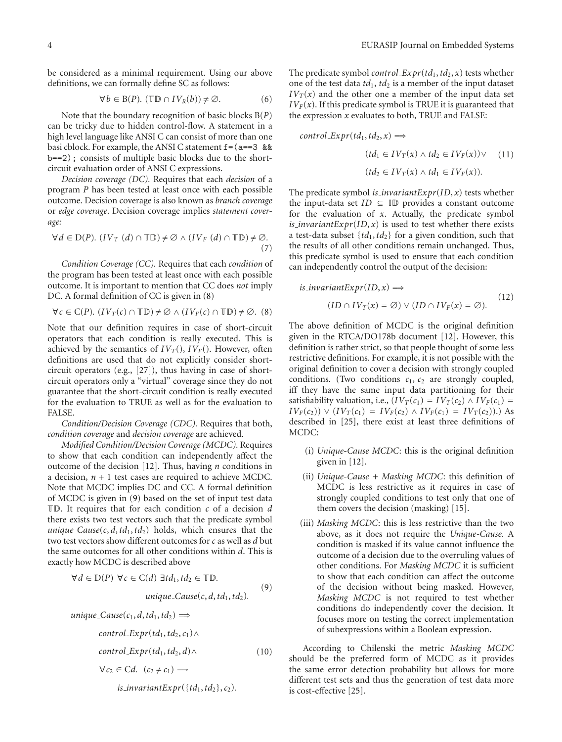be considered as a minimal requirement. Using our above definitions, we can formally define SC as follows:

$$\forall b \in \mathrm{B}(P).\ (\mathbb{TD} \cap IV_R(b)) \neq \emptyset. \tag{6}$$

Note that the boundary recognition of basic blocks $\mathrm{B}(P)$ can be tricky due to hidden control-flow. A statement in a high level language like ANSI C can consist of more than one basi cblock. For example, the ANSI C statement `f=(a==3 && b==2);` consists of multiple basic blocks due to the short-circuit evaluation order of ANSI C expressions.

*Decision coverage (DC).* Requires that each *decision* of a program $P$ has been tested at least once with each possible outcome. Decision coverage is also known as *branch coverage* or *edge coverage*. Decision coverage implies *statement coverage:*

$$\forall d \in \mathrm{D}(P).\ (IV_T\ (d) \cap \mathbb{TD}) \neq \emptyset \wedge (IV_F\ (d) \cap \mathbb{TD}) \neq \emptyset. \tag{7}$$

*Condition Coverage (CC).* Requires that each *condition* of the program has been tested at least once with each possible outcome. It is important to mention that CC does *not* imply DC. A formal definition of CC is given in (8)

$$\forall c \in \mathrm{C}(P).\ (IV_T(c) \cap \mathbb{TD}) \neq \emptyset \wedge (IV_F(c) \cap \mathbb{TD}) \neq \emptyset. \tag{8}$$

Note that our definition requires in case of short-circuit operators that each condition is really executed. This is achieved by the semantics of $IV_T(), IV_F()$. However, often definitions are used that do not explicitly consider short-circuit operators (e.g., [27]), thus having in case of short-circuit operators only a "virtual" coverage since they do not guarantee that the short-circuit condition is really executed for the evaluation to TRUE as well as for the evaluation to FALSE.

*Condition/Decision Coverage (CDC).* Requires that both, *condition coverage* and *decision coverage* are achieved.

*Modified Condition/Decision Coverage (MCDC).* Requires to show that each condition can independently affect the outcome of the decision [12]. Thus, having $n$ conditions in a decision, $n + 1$ test cases are required to achieve MCDC. Note that MCDC implies DC and CC. A formal definition of MCDC is given in (9) based on the set of input test data $\mathbb{TD}$. It requires that for each condition $c$ of a decision $d$ there exists two test vectors such that the predicate symbol $unique\_Cause(c, d, td_1, td_2)$ holds, which ensures that the two test vectors show different outcomes for $c$ as well as $d$ but the same outcomes for all other conditions within $d$. This is exactly how MCDC is described above

$$\forall d \in \mathrm{D}(P)\ \forall c \in \mathrm{C}(d)\ \exists td_1, td_2 \in \mathbb{TD}. \quad unique\_Cause(c, d, td_1, td_2). \tag{9}$$

$$\begin{aligned} unique\_Cause(c_1, d, td_1, td_2) \Longrightarrow \\ control\_Expr(td_1, td_2, c_1) \wedge \\ control\_Expr(td_1, td_2, d) \wedge \\ \forall c_2 \in \mathrm{C}d.\ \ (c_2 \neq c_1) \longrightarrow \\ is\_invariantExpr(\{td_1, td_2\}, c_2). \end{aligned} \tag{10}$$

The predicate symbol $control\_Expr(td_1, td_2, x)$ tests whether one of the test data $td_1$, $td_2$ is a member of the input dataset $IV_T(x)$ and the other one a member of the input data set $IV_F(x)$. If this predicate symbol is TRUE it is guaranteed that the expression $x$ evaluates to both, TRUE and FALSE:

$$\begin{aligned} control\_Expr(td_1, td_2, x) \Longrightarrow \\ (td_1 \in IV_T(x) \wedge td_2 \in IV_F(x)) \vee \\ (td_2 \in IV_T(x) \wedge td_1 \in IV_F(x)). \end{aligned} \tag{11}$$

The predicate symbol $is\_invariantExpr(ID, x)$ tests whether the input-data set $ID \subseteq \mathbb{ID}$ provides a constant outcome for the evaluation of $x$. Actually, the predicate symbol $is\_invariantExpr(ID, x)$ is used to test whether there exists a test-data subset $\{td_1, td_2\}$ for a given condition, such that the results of all other conditions remain unchanged. Thus, this predicate symbol is used to ensure that each condition can independently control the output of the decision:

$$\begin{aligned} is\_invariantExpr(ID, x) \Longrightarrow \\ (ID \cap IV_T(x) = \emptyset) \vee (ID \cap IV_F(x) = \emptyset). \end{aligned} \tag{12}$$

The above definition of MCDC is the original definition given in the RTCA/DO178b document [12]. However, this definition is rather strict, so that people thought of some less restrictive definitions. For example, it is not possible with the original definition to cover a decision with strongly coupled conditions. (Two conditions $c_1$, $c_2$ are strongly coupled, iff they have the same input data partitioning for their satisfiability valuation, i.e., $(IV_T(c_1) = IV_T(c_2) \wedge IV_F(c_1) = IV_F(c_2)) \vee (IV_T(c_1) = IV_F(c_2) \wedge IV_F(c_1) = IV_T(c_2))$.) As described in [25], there exist at least three definitions of MCDC:

(i) *Unique-Cause MCDC*: this is the original definition given in [12].

(ii) *Unique-Cause + Masking MCDC*: this definition of MCDC is less restrictive as it requires in case of strongly coupled conditions to test only that one of them covers the decision (masking) [15].

(iii) *Masking MCDC*: this is less restrictive than the two above, as it does not require the *Unique-Cause*. A condition is masked if its value cannot influence the outcome of a decision due to the overruling values of other conditions. For *Masking MCDC* it is sufficient to show that each condition can affect the outcome of the decision without being masked. However, *Masking MCDC* is not required to test whether conditions do independently cover the decision. It focuses more on testing the correct implementation of subexpressions within a Boolean expression.

According to Chilenski the metric *Masking MCDC* should be the preferred form of MCDC as it provides the same error detection probability but allows for more different test sets and thus the generation of test data more is cost-effective [25].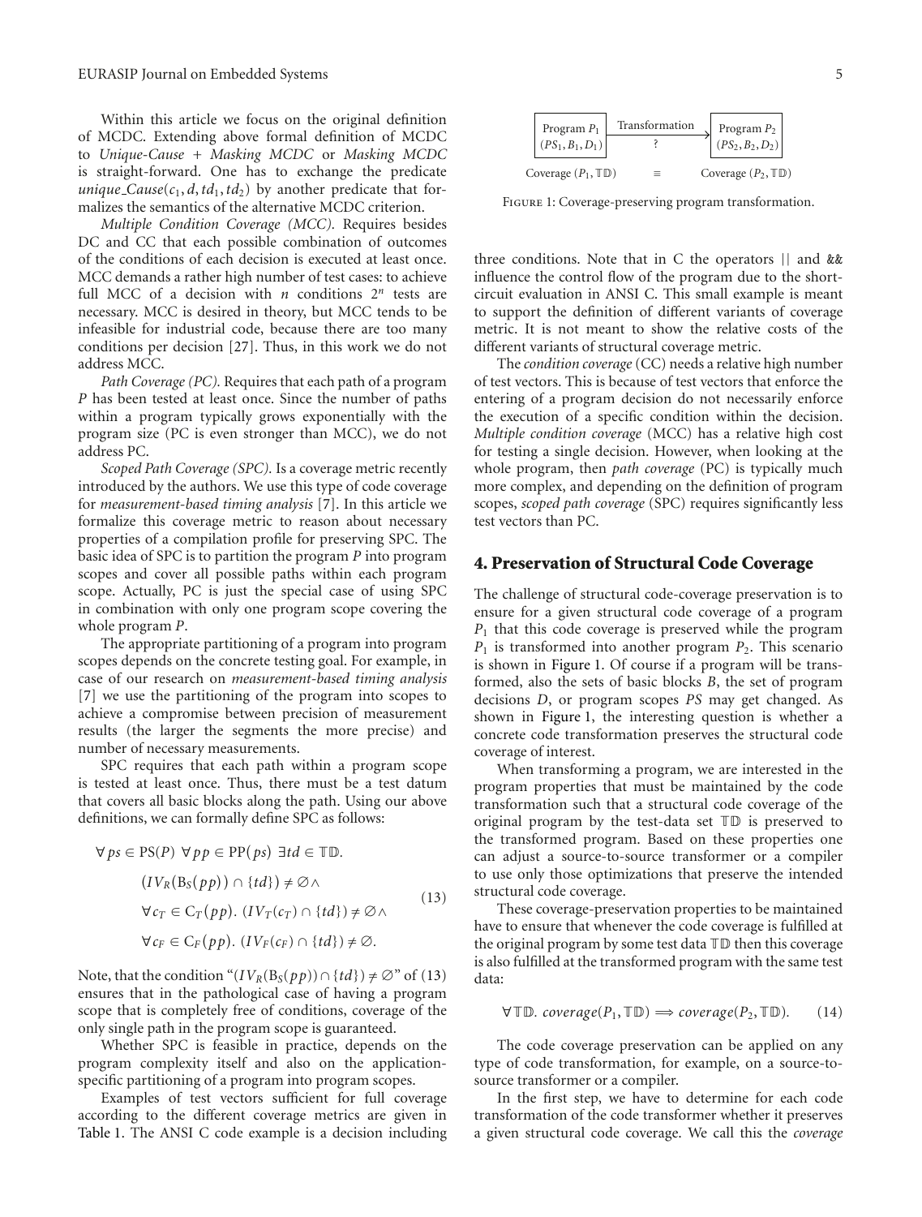Within this article we focus on the original definition of MCDC. Extending above formal definition of MCDC to *Unique-Cause + Masking MCDC* or *Masking MCDC* is straight-forward. One has to exchange the predicate $unique\_Cause(c_1, d, td_1, td_2)$ by another predicate that formalizes the semantics of the alternative MCDC criterion.

*Multiple Condition Coverage (MCC).* Requires besides DC and CC that each possible combination of outcomes of the conditions of each decision is executed at least once. MCC demands a rather high number of test cases: to achieve full MCC of a decision with $n$ conditions $2^n$ tests are necessary. MCC is desired in theory, but MCC tends to be infeasible for industrial code, because there are too many conditions per decision [27]. Thus, in this work we do not address MCC.

*Path Coverage (PC).* Requires that each path of a program $P$ has been tested at least once. Since the number of paths within a program typically grows exponentially with the program size (PC is even stronger than MCC), we do not address PC.

*Scoped Path Coverage (SPC).* Is a coverage metric recently introduced by the authors. We use this type of code coverage for *measurement-based timing analysis* [7]. In this article we formalize this coverage metric to reason about necessary properties of a compilation profile for preserving SPC. The basic idea of SPC is to partition the program $P$ into program scopes and cover all possible paths within each program scope. Actually, PC is just the special case of using SPC in combination with only one program scope covering the whole program $P$.

The appropriate partitioning of a program into program scopes depends on the concrete testing goal. For example, in case of our research on *measurement-based timing analysis* [7] we use the partitioning of the program into scopes to achieve a compromise between precision of measurement results (the larger the segments the more precise) and number of necessary measurements.

SPC requires that each path within a program scope is tested at least once. Thus, there must be a test datum that covers all basic blocks along the path. Using our above definitions, we can formally define SPC as follows:

$$
\begin{aligned}
&\forall\, ps \in \mathrm{PS}(P)\ \forall\, pp \in \mathrm{PP}(ps)\ \exists td \in \mathbb{TD}.\\
&\quad (IV_R(\mathrm{B}_S(pp)) \cap \{td\}) \neq \varnothing \wedge\\
&\quad \forall c_T \in \mathrm{C}_T(pp).\ (IV_T(c_T) \cap \{td\}) \neq \varnothing \wedge\\
&\quad \forall c_F \in \mathrm{C}_F(pp).\ (IV_F(c_F) \cap \{td\}) \neq \varnothing.
\end{aligned}
\tag{13}
$$

Note, that the condition "$(IV_R(\mathrm{B}_S(pp)) \cap \{td\}) \neq \varnothing$" of (13) ensures that in the pathological case of having a program scope that is completely free of conditions, coverage of the only single path in the program scope is guaranteed.

Whether SPC is feasible in practice, depends on the program complexity itself and also on the application-specific partitioning of a program into program scopes.

Examples of test vectors sufficient for full coverage according to the different coverage metrics are given in Table 1. The ANSI C code example is a decision including three conditions. Note that in C the operators || and && influence the control flow of the program due to the short-circuit evaluation in ANSI C. This small example is meant to support the definition of different variants of coverage metric. It is not meant to show the relative costs of the different variants of structural coverage metric.

The *condition coverage* (CC) needs a relative high number of test vectors. This is because of test vectors that enforce the entering of a program decision do not necessarily enforce the execution of a specific condition within the decision. *Multiple condition coverage* (MCC) has a relative high cost for testing a single decision. However, when looking at the whole program, then *path coverage* (PC) is typically much more complex, and depending on the definition of program scopes, *scoped path coverage* (SPC) requires significantly less test vectors than PC.

Program $P_1$ $(PS_1, B_1, D_1)$

Transformation ?

Program $P_2$ $(PS_2, B_2, D_2)$

Coverage $(P_1, \mathbb{TD})$ $\equiv$ Coverage $(P_2, \mathbb{TD})$

Figure 1: Coverage-preserving program transformation.

## 4. Preservation of Structural Code Coverage

The challenge of structural code-coverage preservation is to ensure for a given structural code coverage of a program $P_1$ that this code coverage is preserved while the program $P_1$ is transformed into another program $P_2$. This scenario is shown in Figure 1. Of course if a program will be transformed, also the sets of basic blocks $B$, the set of program decisions $D$, or program scopes $PS$ may get changed. As shown in Figure 1, the interesting question is whether a concrete code transformation preserves the structural code coverage of interest.

When transforming a program, we are interested in the program properties that must be maintained by the code transformation such that a structural code coverage of the original program by the test-data set $\mathbb{TD}$ is preserved to the transformed program. Based on these properties one can adjust a source-to-source transformer or a compiler to use only those optimizations that preserve the intended structural code coverage.

These coverage-preservation properties to be maintained have to ensure that whenever the code coverage is fulfilled at the original program by some test data $\mathbb{TD}$ then this coverage is also fulfilled at the transformed program with the same test data:

$$
\forall \mathbb{TD}.\ coverage(P_1, \mathbb{TD}) \Longrightarrow coverage(P_2, \mathbb{TD}). \tag{14}
$$

The code coverage preservation can be applied on any type of code transformation, for example, on a source-to-source transformer or a compiler.

In the first step, we have to determine for each code transformation of the code transformer whether it preserves a given structural code coverage. We call this the *coverage*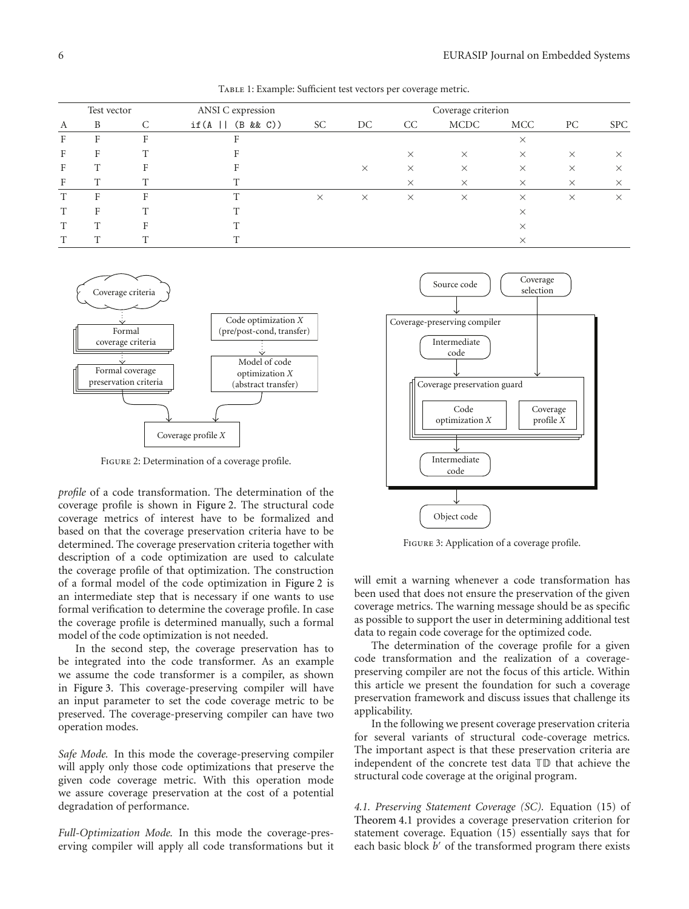Table 1: Example: Sufficient test vectors per coverage metric.

| Test vector | | | ANSI C expression | Coverage criterion | | | | | | |
|---|---|---|---|---|---|---|---|---|---|---|
| A | B | C | `if(A \|\| (B && C))` | SC | DC | CC | MCDC | MCC | PC | SPC |
| F | F | F | F | | | | | × | | |
| F | F | T | F | | | × | × | × | × | × |
| F | T | F | F | | × | × | × | × | × | × |
| F | T | T | T | | | × | × | × | × | × |
| T | F | F | T | × | × | × | × | × | × | × |
| T | F | T | T | | | | | × | | |
| T | T | F | T | | | | | × | | |
| T | T | T | T | | | | | × | | |

Figure 2: Determination of a coverage profile.

*profile* of a code transformation. The determination of the coverage profile is shown in Figure 2. The structural code coverage metrics of interest have to be formalized and based on that the coverage preservation criteria have to be determined. The coverage preservation criteria together with description of a code optimization are used to calculate the coverage profile of that optimization. The construction of a formal model of the code optimization in Figure 2 is an intermediate step that is necessary if one wants to use formal verification to determine the coverage profile. In case the coverage profile is determined manually, such a formal model of the code optimization is not needed.

In the second step, the coverage preservation has to be integrated into the code transformer. As an example we assume the code transformer is a compiler, as shown in Figure 3. This coverage-preserving compiler will have an input parameter to set the code coverage metric to be preserved. The coverage-preserving compiler can have two operation modes.

*Safe Mode.* In this mode the coverage-preserving compiler will apply only those code optimizations that preserve the given code coverage metric. With this operation mode we assure coverage preservation at the cost of a potential degradation of performance.

*Full-Optimization Mode.* In this mode the coverage-preserving compiler will apply all code transformations but it will emit a warning whenever a code transformation has been used that does not ensure the preservation of the given coverage metrics. The warning message should be as specific as possible to support the user in determining additional test data to regain code coverage for the optimized code.

Figure 3: Application of a coverage profile.

The determination of the coverage profile for a given code transformation and the realization of a coverage-preserving compiler are not the focus of this article. Within this article we present the foundation for such a coverage preservation framework and discuss issues that challenge its applicability.

In the following we present coverage preservation criteria for several variants of structural code-coverage metrics. The important aspect is that these preservation criteria are independent of the concrete test data $\mathbb{TD}$ that achieve the structural code coverage at the original program.

*4.1. Preserving Statement Coverage (SC).* Equation (15) of Theorem 4.1 provides a coverage preservation criterion for statement coverage. Equation (15) essentially says that for each basic block $b'$ of the transformed program there exists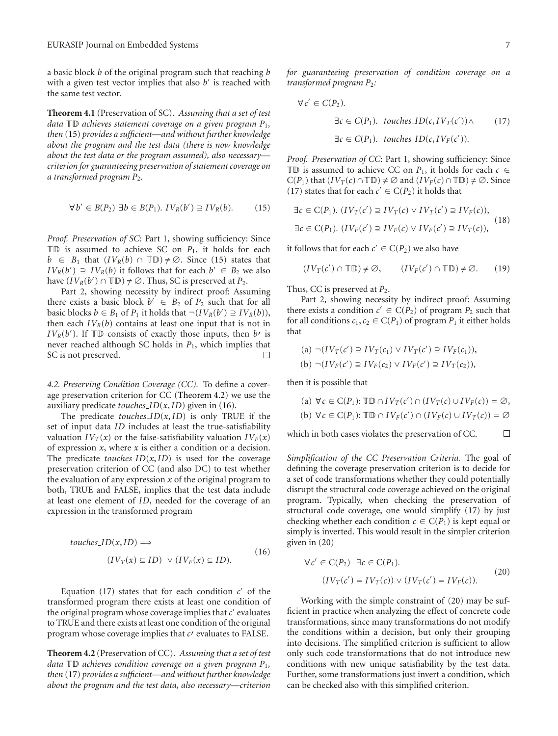a basic block $b$ of the original program such that reaching $b$ with a given test vector implies that also $b'$ is reached with the same test vector.

**Theorem 4.1** (Preservation of SC). *Assuming that a set of test data* $\mathbb{TD}$ *achieves statement coverage on a given program* $P_1$*, then* (15) *provides a sufficient—and without further knowledge about the program and the test data (there is now knowledge about the test data or the program assumed), also necessary—criterion for guaranteeing preservation of statement coverage on a transformed program* $P_2$.

$$\forall b' \in B(P_2)\ \exists b \in B(P_1).\ IV_R(b') \supseteq IV_R(b). \tag{15}$$

*Proof. Preservation of SC*: Part 1, showing sufficiency: Since $\mathbb{TD}$ is assumed to achieve SC on $P_1$, it holds for each $b \in B_1$ that $(IV_R(b) \cap \mathbb{TD}) \neq \emptyset$. Since (15) states that $IV_R(b') \supseteq IV_R(b)$ it follows that for each $b' \in B_2$ we also have $(IV_R(b') \cap \mathbb{TD}) \neq \emptyset$. Thus, SC is preserved at $P_2$.

Part 2, showing necessity by indirect proof: Assuming there exists a basic block $b' \in B_2$ of $P_2$ such that for all basic blocks $b \in B_1$ of $P_1$ it holds that $\neg(IV_R(b') \supseteq IV_R(b))$, then each $IV_R(b)$ contains at least one input that is not in $IV_R(b')$. If $\mathbb{TD}$ consists of exactly those inputs, then $b'$ is never reached although SC holds in $P_1$, which implies that SC is not preserved. □

*4.2. Preserving Condition Coverage (CC).* To define a coverage preservation criterion for CC (Theorem 4.2) we use the auxiliary predicate *touches_ID*$(x, ID)$ given in (16).

The predicate *touches_ID*$(x, ID)$ is only TRUE if the set of input data $ID$ includes at least the true-satisfiability valuation $IV_T(x)$ or the false-satisfiability valuation $IV_F(x)$ of expression $x$, where $x$ is either a condition or a decision. The predicate *touches_ID*$(x, ID)$ is used for the coverage preservation criterion of CC (and also DC) to test whether the evaluation of any expression $x$ of the original program to both, TRUE and FALSE, implies that the test data include at least one element of $ID$, needed for the coverage of an expression in the transformed program

$$\begin{aligned} &touches\_ID(x, ID) \Longrightarrow \\ &\qquad (IV_T(x) \subseteq ID)\ \vee (IV_F(x) \subseteq ID). \end{aligned} \tag{16}$$

Equation (17) states that for each condition $c'$ of the transformed program there exists at least one condition of the original program whose coverage implies that $c'$ evaluates to TRUE and there exists at least one condition of the original program whose coverage implies that $c'$ evaluates to FALSE.

**Theorem 4.2** (Preservation of CC). *Assuming that a set of test data* $\mathbb{TD}$ *achieves condition coverage on a given program* $P_1$*, then* (17) *provides a sufficient—and without further knowledge about the program and the test data, also necessary—criterion for guaranteeing preservation of condition coverage on a transformed program* $P_2$*:*

$$\begin{aligned} &\forall c' \in C(P_2). \\ &\qquad \exists c \in C(P_1).\ \ touches\_ID(c, IV_T(c')) \wedge \\ &\qquad \exists c \in C(P_1).\ \ touches\_ID(c, IV_F(c')). \end{aligned} \tag{17}$$

*Proof. Preservation of CC*: Part 1, showing sufficiency: Since $\mathbb{TD}$ is assumed to achieve CC on $P_1$, it holds for each $c \in C(P_1)$ that $(IV_T(c) \cap \mathbb{TD}) \neq \emptyset$ and $(IV_F(c) \cap \mathbb{TD}) \neq \emptyset$. Since (17) states that for each $c' \in C(P_2)$ it holds that

$$\begin{aligned} &\exists c \in C(P_1).\ (IV_T(c') \supseteq IV_T(c) \vee IV_T(c') \supseteq IV_F(c)), \\ &\exists c \in C(P_1).\ (IV_F(c') \supseteq IV_F(c) \vee IV_F(c') \supseteq IV_T(c)), \end{aligned} \tag{18}$$

it follows that for each $c' \in C(P_2)$ we also have

$$(IV_T(c') \cap \mathbb{TD}) \neq \emptyset, \qquad (IV_F(c') \cap \mathbb{TD}) \neq \emptyset. \tag{19}$$

Thus, CC is preserved at $P_2$.

Part 2, showing necessity by indirect proof: Assuming there exists a condition $c' \in C(P_2)$ of program $P_2$ such that for all conditions $c_1, c_2 \in C(P_1)$ of program $P_1$ it either holds that

(a) $\neg(IV_T(c') \supseteq IV_T(c_1) \vee IV_T(c') \supseteq IV_F(c_1))$,

(b) $\neg(IV_F(c') \supseteq IV_F(c_2) \vee IV_F(c') \supseteq IV_T(c_2))$,

then it is possible that

(a) $\forall c \in C(P_1)$: $\mathbb{TD} \cap IV_T(c') \cap (IV_T(c) \cup IV_F(c)) = \emptyset$,

(b) $\forall c \in C(P_1)$: $\mathbb{TD} \cap IV_F(c') \cap (IV_F(c) \cup IV_T(c)) = \emptyset$

which in both cases violates the preservation of CC. □

*Simplification of the CC Preservation Criteria.* The goal of defining the coverage preservation criterion is to decide for a set of code transformations whether they could potentially disrupt the structural code coverage achieved on the original program. Typically, when checking the preservation of structural code coverage, one would simplify (17) by just checking whether each condition $c \in C(P_1)$ is kept equal or simply is inverted. This would result in the simpler criterion given in (20)

$$\begin{aligned} &\forall c' \in C(P_2)\ \ \exists c \in C(P_1). \\ &\qquad (IV_T(c') = IV_T(c)) \vee (IV_T(c') = IV_F(c)). \end{aligned} \tag{20}$$

Working with the simple constraint of (20) may be sufficient in practice when analyzing the effect of concrete code transformations, since many transformations do not modify the conditions within a decision, but only their grouping into decisions. The simplified criterion is sufficient to allow only such code transformations that do not introduce new conditions with new unique satisfiability by the test data. Further, some transformations just invert a condition, which can be checked also with this simplified criterion.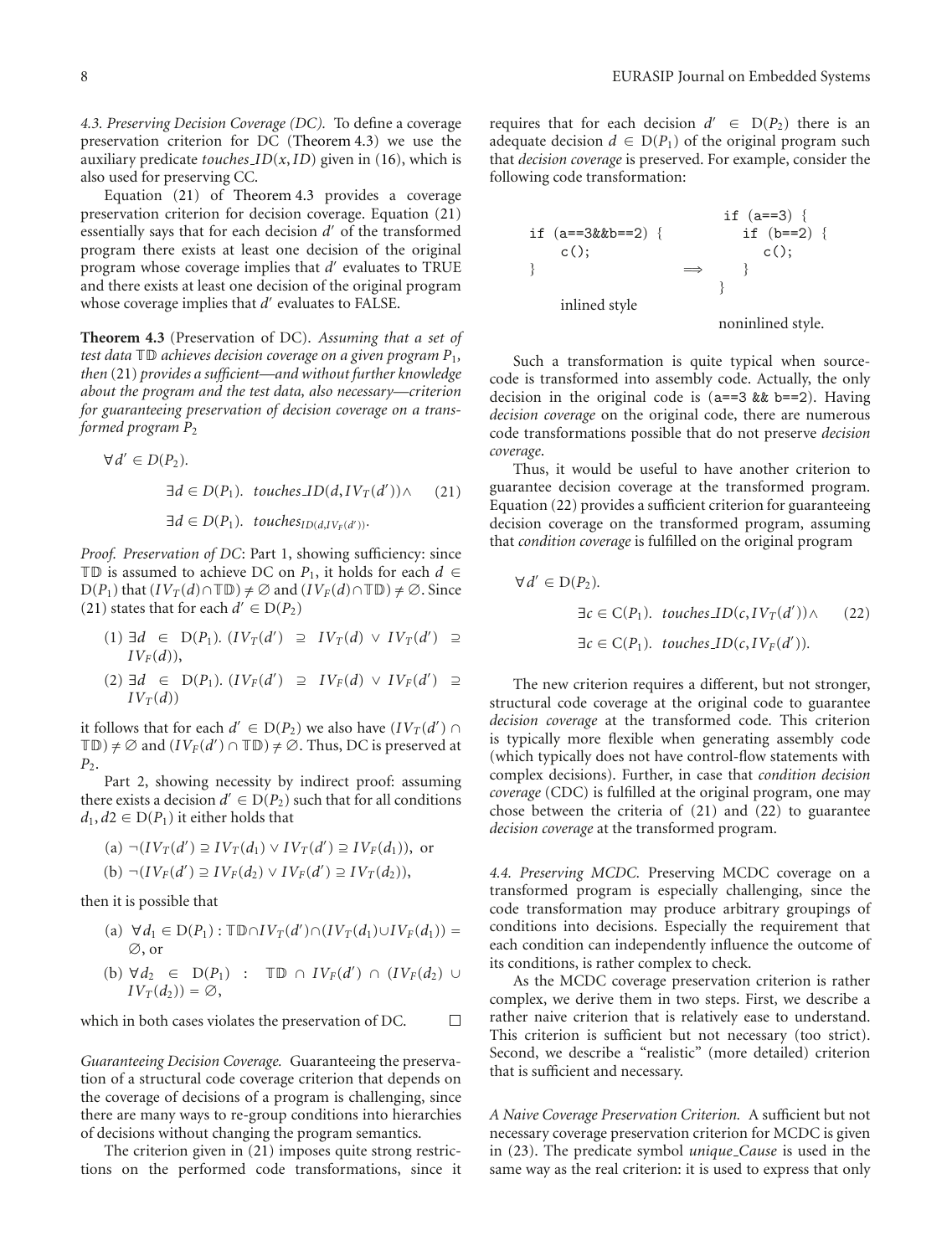*4.3. Preserving Decision Coverage (DC).* To define a coverage preservation criterion for DC (Theorem 4.3) we use the auxiliary predicate $touches\_ID(x, ID)$ given in (16), which is also used for preserving CC.

Equation (21) of Theorem 4.3 provides a coverage preservation criterion for decision coverage. Equation (21) essentially says that for each decision $d'$ of the transformed program there exists at least one decision of the original program whose coverage implies that $d'$ evaluates to TRUE and there exists at least one decision of the original program whose coverage implies that $d'$ evaluates to FALSE.

**Theorem 4.3** (Preservation of DC). *Assuming that a set of test data $\mathbb{TD}$ achieves decision coverage on a given program $P_1$, then* (21) *provides a sufficient—and without further knowledge about the program and the test data, also necessary—criterion for guaranteeing preservation of decision coverage on a transformed program $P_2$*

$$\forall d' \in D(P_2).$$
$$\exists d \in D(P_1).\ touches\_ID(d, IV_T(d')) \wedge \tag{21}$$
$$\exists d \in D(P_1).\ touches_{ID(d, IV_F(d'))}.$$

*Proof. Preservation of DC*: Part 1, showing sufficiency: since $\mathbb{TD}$ is assumed to achieve DC on $P_1$, it holds for each $d \in \mathrm{D}(P_1)$ that $(IV_T(d) \cap \mathbb{TD}) \neq \emptyset$ and $(IV_F(d) \cap \mathbb{TD}) \neq \emptyset$. Since (21) states that for each $d' \in \mathrm{D}(P_2)$

(1) $\exists d \in \mathrm{D}(P_1).\ (IV_T(d') \supseteq IV_T(d) \vee IV_T(d') \supseteq IV_F(d))$,

(2) $\exists d \in \mathrm{D}(P_1).\ (IV_F(d') \supseteq IV_F(d) \vee IV_F(d') \supseteq IV_T(d))$

it follows that for each $d' \in \mathrm{D}(P_2)$ we also have $(IV_T(d') \cap \mathbb{TD}) \neq \emptyset$ and $(IV_F(d') \cap \mathbb{TD}) \neq \emptyset$. Thus, DC is preserved at $P_2$.

Part 2, showing necessity by indirect proof: assuming there exists a decision $d' \in \mathrm{D}(P_2)$ such that for all conditions $d_1, d2 \in \mathrm{D}(P_1)$ it either holds that

(a) $\neg(IV_T(d') \supseteq IV_T(d_1) \vee IV_T(d') \supseteq IV_F(d_1))$, or

(b) $\neg(IV_F(d') \supseteq IV_F(d_2) \vee IV_F(d') \supseteq IV_T(d_2))$,

then it is possible that

(a) $\forall d_1 \in \mathrm{D}(P_1) : \mathbb{TD} \cap IV_T(d') \cap (IV_T(d_1) \cup IV_F(d_1)) = \emptyset$, or

(b) $\forall d_2 \in \mathrm{D}(P_1) : \mathbb{TD} \cap IV_F(d') \cap (IV_F(d_2) \cup IV_T(d_2)) = \emptyset$,

which in both cases violates the preservation of DC. □

*Guaranteeing Decision Coverage.* Guaranteeing the preservation of a structural code coverage criterion that depends on the coverage of decisions of a program is challenging, since there are many ways to re-group conditions into hierarchies of decisions without changing the program semantics.

The criterion given in (21) imposes quite strong restrictions on the performed code transformations, since it requires that for each decision $d' \in \mathrm{D}(P_2)$ there is an adequate decision $d \in \mathrm{D}(P_1)$ of the original program such that *decision coverage* is preserved. For example, consider the following code transformation:

```
                                   if (a==3) {
if (a==3&&b==2) {                     if (b==2) {
    c();                                 c();
}                        ⟹            }
                                   }
    inlined style
                                   noninlined style.
```

Such a transformation is quite typical when source-code is transformed into assembly code. Actually, the only decision in the original code is (`a==3 && b==2`). Having *decision coverage* on the original code, there are numerous code transformations possible that do not preserve *decision coverage*.

Thus, it would be useful to have another criterion to guarantee decision coverage at the transformed program. Equation (22) provides a sufficient criterion for guaranteeing decision coverage on the transformed program, assuming that *condition coverage* is fulfilled on the original program

$$\forall d' \in \mathrm{D}(P_2).$$
$$\exists c \in \mathrm{C}(P_1).\ touches\_ID(c, IV_T(d')) \wedge \tag{22}$$
$$\exists c \in \mathrm{C}(P_1).\ touches\_ID(c, IV_F(d')).$$

The new criterion requires a different, but not stronger, structural code coverage at the original code to guarantee *decision coverage* at the transformed code. This criterion is typically more flexible when generating assembly code (which typically does not have control-flow statements with complex decisions). Further, in case that *condition decision coverage* (CDC) is fulfilled at the original program, one may chose between the criteria of (21) and (22) to guarantee *decision coverage* at the transformed program.

*4.4. Preserving MCDC.* Preserving MCDC coverage on a transformed program is especially challenging, since the code transformation may produce arbitrary groupings of conditions into decisions. Especially the requirement that each condition can independently influence the outcome of its conditions, is rather complex to check.

As the MCDC coverage preservation criterion is rather complex, we derive them in two steps. First, we describe a rather naive criterion that is relatively ease to understand. This criterion is sufficient but not necessary (too strict). Second, we describe a "realistic" (more detailed) criterion that is sufficient and necessary.

*A Naive Coverage Preservation Criterion.* A sufficient but not necessary coverage preservation criterion for MCDC is given in (23). The predicate symbol *unique\_Cause* is used in the same way as the real criterion: it is used to express that only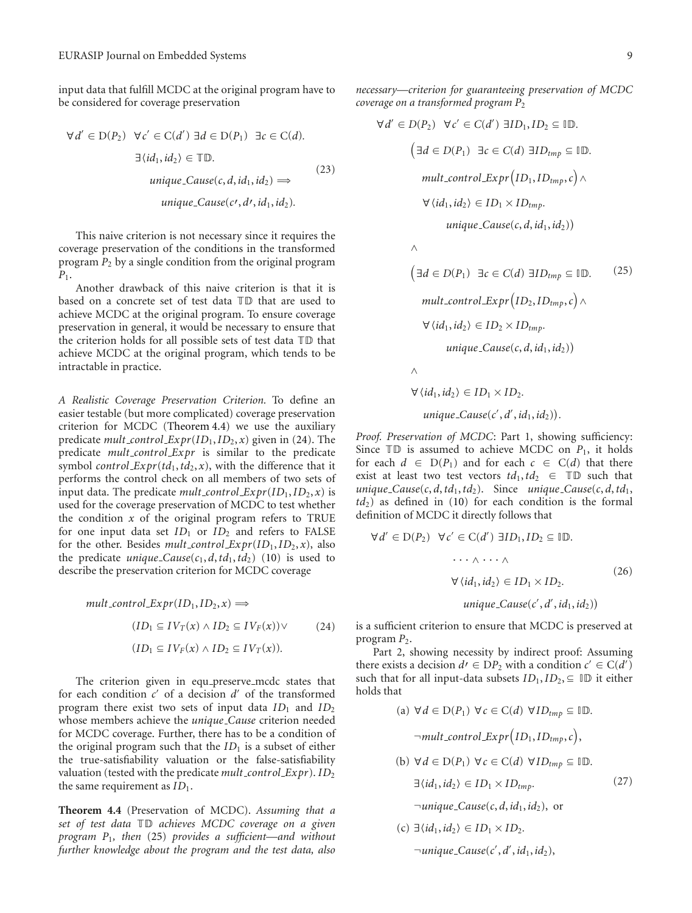input data that fulfill MCDC at the original program have to be considered for coverage preservation

$$\forall d' \in \mathrm{D}(P_2) \;\; \forall c' \in \mathrm{C}(d') \; \exists d \in \mathrm{D}(P_1) \;\; \exists c \in \mathrm{C}(d). \\ \exists \langle id_1, id_2 \rangle \in \mathbb{TD}. \\ unique\_Cause(c, d, id_1, id_2) \Longrightarrow \\ unique\_Cause(c\prime, d\prime, id_1, id_2). \tag{23}$$

This naive criterion is not necessary since it requires the coverage preservation of the conditions in the transformed program $P_2$ by a single condition from the original program $P_1$.

Another drawback of this naive criterion is that it is based on a concrete set of test data $\mathbb{TD}$ that are used to achieve MCDC at the original program. To ensure coverage preservation in general, it would be necessary to ensure that the criterion holds for all possible sets of test data $\mathbb{TD}$ that achieve MCDC at the original program, which tends to be intractable in practice.

*A Realistic Coverage Preservation Criterion.* To define an easier testable (but more complicated) coverage preservation criterion for MCDC (Theorem 4.4) we use the auxiliary predicate $mult\_control\_Expr(ID_1, ID_2, x)$ given in (24). The predicate $mult\_control\_Expr$ is similar to the predicate symbol $control\_Expr(td_1, td_2, x)$, with the difference that it performs the control check on all members of two sets of input data. The predicate $mult\_control\_Expr(ID_1, ID_2, x)$ is used for the coverage preservation of MCDC to test whether the condition $x$ of the original program refers to TRUE for one input data set $ID_1$ or $ID_2$ and refers to FALSE for the other. Besides $mult\_control\_Expr(ID_1, ID_2, x)$, also the predicate $unique\_Cause(c_1, d, td_1, td_2)$ (10) is used to describe the preservation criterion for MCDC coverage

$$mult\_control\_Expr(ID_1, ID_2, x) \Longrightarrow \\ (ID_1 \subseteq IV_T(x) \wedge ID_2 \subseteq IV_F(x)) \vee \\ (ID_1 \subseteq IV_F(x) \wedge ID_2 \subseteq IV_T(x)). \tag{24}$$

The criterion given in equ_preserve_mcdc states that for each condition $c'$ of a decision $d'$ of the transformed program there exist two sets of input data $ID_1$ and $ID_2$ whose members achieve the *unique_Cause* criterion needed for MCDC coverage. Further, there has to be a condition of the original program such that the $ID_1$ is a subset of either the true-satisfiability valuation or the false-satisfiability valuation (tested with the predicate $mult\_control\_Expr$). $ID_2$ the same requirement as $ID_1$.

**Theorem 4.4** (Preservation of MCDC). *Assuming that a set of test data $\mathbb{TD}$ achieves MCDC coverage on a given program $P_1$, then (25) provides a sufficient—and without further knowledge about the program and the test data, also necessary—criterion for guaranteeing preservation of MCDC coverage on a transformed program $P_2$*

$$\forall d' \in D(P_2) \;\; \forall c' \in C(d') \; \exists ID_1, ID_2 \subseteq \mathbb{ID}. \\ \Big(\exists d \in D(P_1) \;\; \exists c \in C(d) \; \exists ID_{tmp} \subseteq \mathbb{ID}. \\ mult\_control\_Expr\big(ID_1, ID_{tmp}, c\big) \wedge \\ \forall \langle id_1, id_2 \rangle \in ID_1 \times ID_{tmp}. \\ unique\_Cause(c, d, id_1, id_2)\Big) \\ \wedge \\ \Big(\exists d \in D(P_1) \;\; \exists c \in C(d) \; \exists ID_{tmp} \subseteq \mathbb{ID}. \\ mult\_control\_Expr\big(ID_2, ID_{tmp}, c\big) \wedge \\ \forall \langle id_1, id_2 \rangle \in ID_2 \times ID_{tmp}. \\ unique\_Cause(c, d, id_1, id_2)\Big) \\ \wedge \\ \forall \langle id_1, id_2 \rangle \in ID_1 \times ID_2. \\ unique\_Cause(c', d', id_1, id_2)\Big). \tag{25}$$

*Proof. Preservation of MCDC*: Part 1, showing sufficiency: Since $\mathbb{TD}$ is assumed to achieve MCDC on $P_1$, it holds for each $d \in \mathrm{D}(P_1)$ and for each $c \in \mathrm{C}(d)$ that there exist at least two test vectors $td_1, td_2 \in \mathbb{TD}$ such that $unique\_Cause(c, d, td_1, td_2)$. Since $unique\_Cause(c, d, td_1, td_2)$ as defined in (10) for each condition is the formal definition of MCDC it directly follows that

$$\forall d' \in \mathrm{D}(P_2) \;\; \forall c' \in \mathrm{C}(d') \; \exists ID_1, ID_2 \subseteq \mathbb{ID}. \\ \cdots \wedge \cdots \wedge \\ \forall \langle id_1, id_2 \rangle \in ID_1 \times ID_2. \\ unique\_Cause(c', d', id_1, id_2)) \tag{26}$$

is a sufficient criterion to ensure that MCDC is preserved at program $P_2$.

Part 2, showing necessity by indirect proof: Assuming there exists a decision $d\prime \in \mathrm{D}P_2$ with a condition $c' \in \mathrm{C}(d')$ such that for all input-data subsets $ID_1, ID_2, \subseteq \mathbb{ID}$ it either holds that

$$\text{(a)} \;\; \forall d \in \mathrm{D}(P_1) \;\; \forall c \in \mathrm{C}(d) \;\; \forall ID_{tmp} \subseteq \mathbb{ID}. \\ \neg mult\_control\_Expr\big(ID_1, ID_{tmp}, c\big), \\ \text{(b)} \;\; \forall d \in \mathrm{D}(P_1) \;\; \forall c \in \mathrm{C}(d) \;\; \forall ID_{tmp} \subseteq \mathbb{ID}. \\ \exists \langle id_1, id_2 \rangle \in ID_1 \times ID_{tmp}. \\ \neg unique\_Cause(c, d, id_1, id_2), \text{ or} \\ \text{(c)} \;\; \exists \langle id_1, id_2 \rangle \in ID_1 \times ID_2. \\ \neg unique\_Cause(c', d', id_1, id_2), \tag{27}$$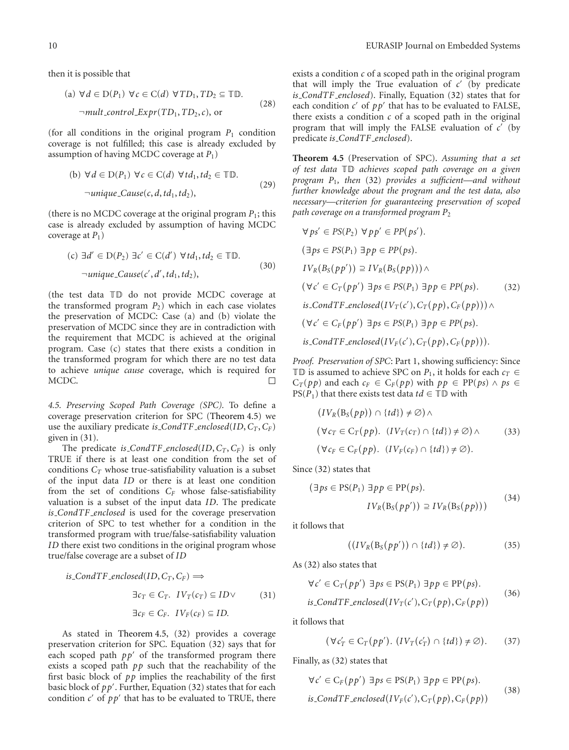then it is possible that

$$\text{(a)}\ \forall d \in \mathrm{D}(P_1)\ \forall c \in \mathrm{C}(d)\ \forall TD_1, TD_2 \subseteq \mathbb{TD}. \quad \neg mult\_control\_Expr(TD_1, TD_2, c), \text{ or} \tag{28}$$

(for all conditions in the original program $P_1$ condition coverage is not fulfilled; this case is already excluded by assumption of having MCDC coverage at $P_1$)

$$\text{(b)}\ \forall d \in \mathrm{D}(P_1)\ \forall c \in \mathrm{C}(d)\ \forall td_1, td_2 \in \mathbb{TD}. \quad \neg unique\_Cause(c, d, td_1, td_2), \tag{29}$$

(there is no MCDC coverage at the original program $P_1$; this case is already excluded by assumption of having MCDC coverage at $P_1$)

$$\text{(c)}\ \exists d' \in \mathrm{D}(P_2)\ \exists c' \in \mathrm{C}(d')\ \forall td_1, td_2 \in \mathbb{TD}. \quad \neg unique\_Cause(c', d', td_1, td_2), \tag{30}$$

(the test data $\mathbb{TD}$ do not provide MCDC coverage at the transformed program $P_2$) which in each case violates the preservation of MCDC: Case (a) and (b) violate the preservation of MCDC since they are in contradiction with the requirement that MCDC is achieved at the original program. Case (c) states that there exists a condition in the transformed program for which there are no test data to achieve *unique cause* coverage, which is required for MCDC. □

*4.5. Preserving Scoped Path Coverage (SPC).* To define a coverage preservation criterion for SPC (Theorem 4.5) we use the auxiliary predicate $is\_CondTF\_enclosed(ID, C_T, C_F)$ given in (31).

The predicate $is\_CondTF\_enclosed(ID, C_T, C_F)$ is only TRUE if there is at least one condition from the set of conditions $C_T$ whose true-satisfiability valuation is a subset of the input data $ID$ or there is at least one condition from the set of conditions $C_F$ whose false-satisfiability valuation is a subset of the input data $ID$. The predicate $is\_CondTF\_enclosed$ is used for the coverage preservation criterion of SPC to test whether for a condition in the transformed program with true/false-satisfiability valuation $ID$ there exist two conditions in the original program whose true/false coverage are a subset of $ID$

$$is\_CondTF\_enclosed(ID, C_T, C_F) \Longrightarrow \exists c_T \in C_T.\ IV_T(c_T) \subseteq ID \lor \exists c_F \in C_F.\ IV_F(c_F) \subseteq ID. \tag{31}$$

As stated in Theorem 4.5, (32) provides a coverage preservation criterion for SPC. Equation (32) says that for each scoped path $pp'$ of the transformed program there exists a scoped path $pp$ such that the reachability of the first basic block of $pp$ implies the reachability of the first basic block of $pp'$. Further, Equation (32) states that for each condition $c'$ of $pp'$ that has to be evaluated to TRUE, there exists a condition $c$ of a scoped path in the original program that will imply the True evaluation of $c'$ (by predicate $is\_CondTF\_enclosed$). Finally, Equation (32) states that for each condition $c'$ of $pp'$ that has to be evaluated to FALSE, there exists a condition $c$ of a scoped path in the original program that will imply the FALSE evaluation of $c'$ (by predicate $is\_CondTF\_enclosed$).

**Theorem 4.5** (Preservation of SPC). *Assuming that a set of test data $\mathbb{TD}$ achieves scoped path coverage on a given program $P_1$, then* (32) *provides a sufficient—and without further knowledge about the program and the test data, also necessary—criterion for guaranteeing preservation of scoped path coverage on a transformed program $P_2$*

$$\begin{aligned}
&\forall ps' \in PS(P_2)\ \forall pp' \in PP(ps'). \\
&(\exists ps \in PS(P_1)\ \exists pp \in PP(ps). \\
&IV_R(B_S(pp')) \supseteq IV_R(B_S(pp))) \land \\
&(\forall c' \in C_T(pp')\ \exists ps \in PS(P_1)\ \exists pp \in PP(ps). \\
&is\_CondTF\_enclosed(IV_T(c'), C_T(pp), C_F(pp))) \land \\
&(\forall c' \in C_F(pp')\ \exists ps \in PS(P_1)\ \exists pp \in PP(ps). \\
&is\_CondTF\_enclosed(IV_F(c'), C_T(pp), C_F(pp))).
\end{aligned} \tag{32}$$

*Proof. Preservation of SPC*: Part 1, showing sufficiency: Since $\mathbb{TD}$ is assumed to achieve SPC on $P_1$, it holds for each $c_T \in \mathrm{C}_T(pp)$ and each $c_F \in \mathrm{C}_F(pp)$ with $pp \in \mathrm{PP}(ps) \land ps \in \mathrm{PS}(P_1)$ that there exists test data $td \in \mathbb{TD}$ with

$$\begin{aligned}
&(IV_R(\mathrm{B}_S(pp)) \cap \{td\}) \neq \emptyset) \land \\
&(\forall c_T \in \mathrm{C}_T(pp).\ (IV_T(c_T) \cap \{td\}) \neq \emptyset) \land \\
&(\forall c_F \in \mathrm{C}_F(pp).\ (IV_F(c_F) \cap \{td\}) \neq \emptyset).
\end{aligned} \tag{33}$$

Since (32) states that

$$(\exists ps \in \mathrm{PS}(P_1)\ \exists pp \in \mathrm{PP}(ps).\ IV_R(\mathrm{B}_S(pp')) \supseteq IV_R(\mathrm{B}_S(pp))) \tag{34}$$

it follows that

$$((IV_R(\mathrm{B}_S(pp')) \cap \{td\}) \neq \emptyset). \tag{35}$$

As (32) also states that

$$\forall c' \in \mathrm{C}_T(pp')\ \exists ps \in \mathrm{PS}(P_1)\ \exists pp \in \mathrm{PP}(ps).\ is\_CondTF\_enclosed(IV_T(c'), \mathrm{C}_T(pp), \mathrm{C}_F(pp)) \tag{36}$$

it follows that

$$(\forall c_T' \in \mathrm{C}_T(pp').\ (IV_T(c_T') \cap \{td\}) \neq \emptyset). \tag{37}$$

Finally, as (32) states that

$$\forall c' \in \mathrm{C}_F(pp')\ \exists ps \in \mathrm{PS}(P_1)\ \exists pp \in \mathrm{PP}(ps).\ is\_CondTF\_enclosed(IV_F(c'), \mathrm{C}_T(pp), \mathrm{C}_F(pp)) \tag{38}$$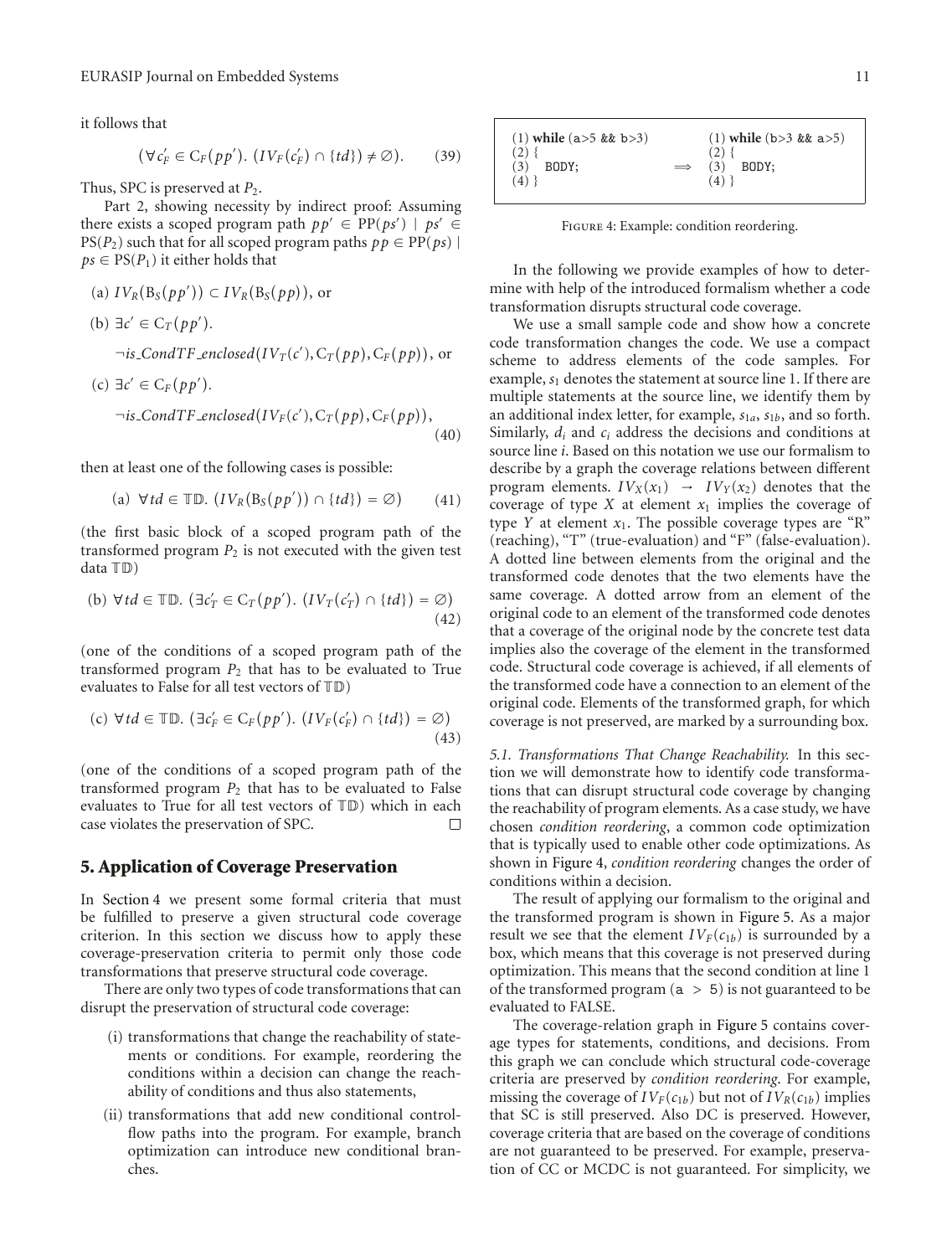it follows that

$$(\forall c_F' \in C_F(pp').\ (IV_F(c_F') \cap \{td\}) \neq \emptyset). \tag{39}$$

Thus, SPC is preserved at $P_2$.

Part 2, showing necessity by indirect proof: Assuming there exists a scoped program path $pp' \in PP(ps') \mid ps' \in PS(P_2)$ such that for all scoped program paths $pp \in PP(ps) \mid ps \in PS(P_1)$ it either holds that

(a) $IV_R(B_S(pp')) \subset IV_R(B_S(pp))$, or

(b) $\exists c' \in C_T(pp')$.

$\neg is\_CondTF\_enclosed(IV_T(c'), C_T(pp), C_F(pp))$, or

(c) $\exists c' \in C_F(pp')$.

$$\neg is\_CondTF\_enclosed(IV_F(c'), C_T(pp), C_F(pp)), \tag{40}$$

then at least one of the following cases is possible:

$$\text{(a)}\ \forall td \in \mathbb{TD}.\ (IV_R(B_S(pp')) \cap \{td\}) = \emptyset \tag{41}$$

(the first basic block of a scoped program path of the transformed program $P_2$ is not executed with the given test data $\mathbb{TD}$)

$$\text{(b)}\ \forall td \in \mathbb{TD}.\ (\exists c_T' \in C_T(pp').\ (IV_T(c_T') \cap \{td\}) = \emptyset) \tag{42}$$

(one of the conditions of a scoped program path of the transformed program $P_2$ that has to be evaluated to True evaluates to False for all test vectors of $\mathbb{TD}$)

$$\text{(c)}\ \forall td \in \mathbb{TD}.\ (\exists c_F' \in C_F(pp').\ (IV_F(c_F') \cap \{td\}) = \emptyset) \tag{43}$$

(one of the conditions of a scoped program path of the transformed program $P_2$ that has to be evaluated to False evaluates to True for all test vectors of $\mathbb{TD}$) which in each case violates the preservation of SPC. □

## 5. Application of Coverage Preservation

In Section 4 we present some formal criteria that must be fulfilled to preserve a given structural code coverage criterion. In this section we discuss how to apply these coverage-preservation criteria to permit only those code transformations that preserve structural code coverage.

There are only two types of code transformations that can disrupt the preservation of structural code coverage:

(i) transformations that change the reachability of statements or conditions. For example, reordering the conditions within a decision can change the reachability of conditions and thus also statements,

(ii) transformations that add new conditional control-flow paths into the program. For example, branch optimization can introduce new conditional branches.

```
(1) while (a>5 && b>3)            (1) while (b>3 && a>5)
(2) {                             (2) {
(3)   BODY;              ⟹        (3)   BODY;
(4) }                             (4) }
```

Figure 4: Example: condition reordering.

In the following we provide examples of how to determine with help of the introduced formalism whether a code transformation disrupts structural code coverage.

We use a small sample code and show how a concrete code transformation changes the code. We use a compact scheme to address elements of the code samples. For example, $s_1$ denotes the statement at source line 1. If there are multiple statements at the source line, we identify them by an additional index letter, for example, $s_{1a}$, $s_{1b}$, and so forth. Similarly, $d_i$ and $c_i$ address the decisions and conditions at source line $i$. Based on this notation we use our formalism to describe by a graph the coverage relations between different program elements. $IV_X(x_1) \rightarrow IV_Y(x_2)$ denotes that the coverage of type $X$ at element $x_1$ implies the coverage of type $Y$ at element $x_1$. The possible coverage types are "R" (reaching), "T" (true-evaluation) and "F" (false-evaluation). A dotted line between elements from the original and the transformed code denotes that the two elements have the same coverage. A dotted arrow from an element of the original code to an element of the transformed code denotes that a coverage of the original node by the concrete test data implies also the coverage of the element in the transformed code. Structural code coverage is achieved, if all elements of the transformed code have a connection to an element of the original code. Elements of the transformed graph, for which coverage is not preserved, are marked by a surrounding box.

*5.1. Transformations That Change Reachability.* In this section we will demonstrate how to identify code transformations that can disrupt structural code coverage by changing the reachability of program elements. As a case study, we have chosen *condition reordering*, a common code optimization that is typically used to enable other code optimizations. As shown in Figure 4, *condition reordering* changes the order of conditions within a decision.

The result of applying our formalism to the original and the transformed program is shown in Figure 5. As a major result we see that the element $IV_F(c_{1b})$ is surrounded by a box, which means that this coverage is not preserved during optimization. This means that the second condition at line 1 of the transformed program (a > 5) is not guaranteed to be evaluated to FALSE.

The coverage-relation graph in Figure 5 contains coverage types for statements, conditions, and decisions. From this graph we can conclude which structural code-coverage criteria are preserved by *condition reordering*. For example, missing the coverage of $IV_F(c_{1b})$ but not of $IV_R(c_{1b})$ implies that SC is still preserved. Also DC is preserved. However, coverage criteria that are based on the coverage of conditions are not guaranteed to be preserved. For example, preservation of CC or MCDC is not guaranteed. For simplicity, we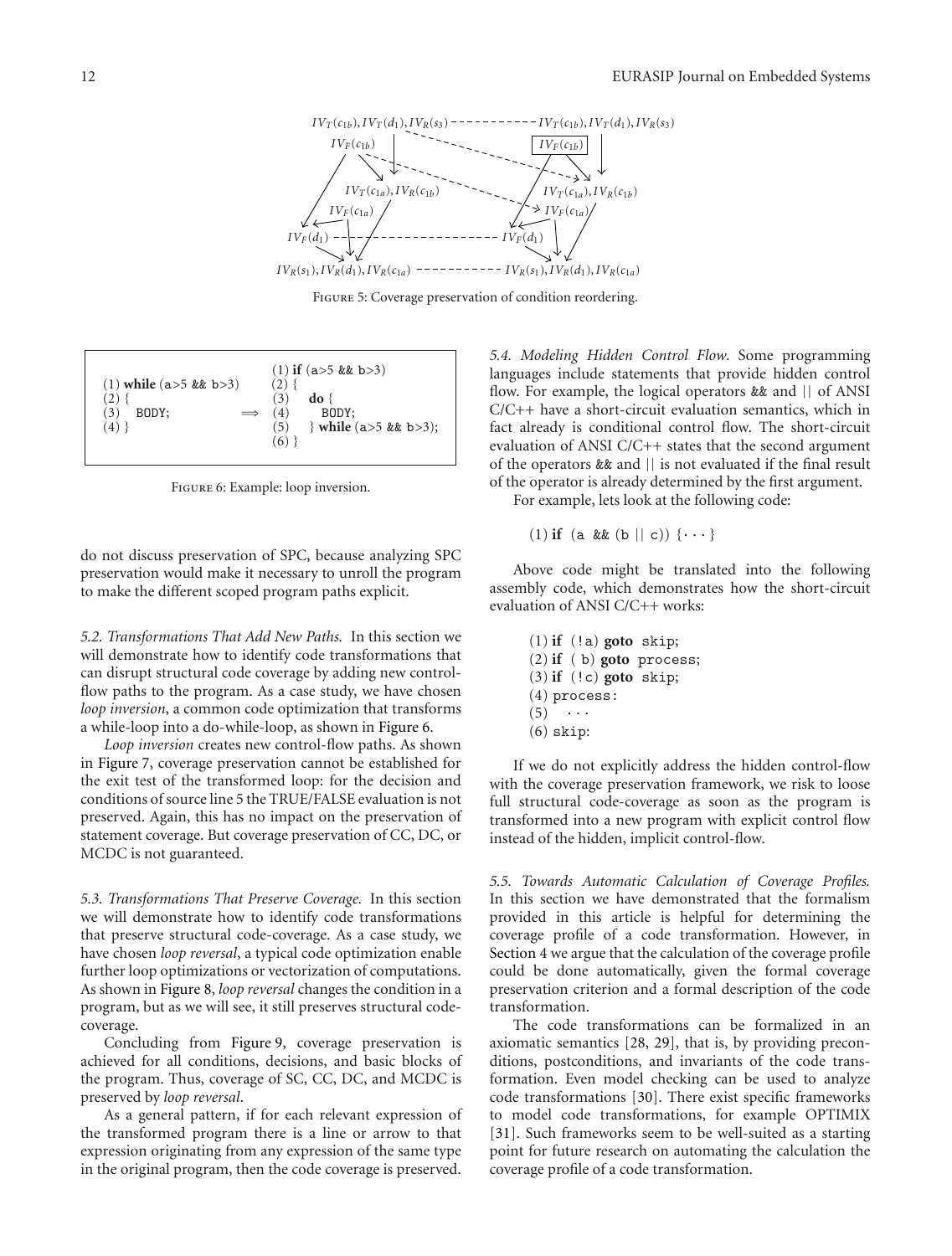Figure 5: Coverage preservation of condition reordering.

```
                                      (1) if (a>5 && b>3)
(1) while (a>5 && b>3)                (2) {
(2) {                                 (3)     do {
(3)    BODY;                ⟹         (4)        BODY;
(4) }                                 (5)     } while (a>5 && b>3);
                                      (6) }
```

Figure 6: Example: loop inversion.

do not discuss preservation of SPC, because analyzing SPC preservation would make it necessary to unroll the program to make the different scoped program paths explicit.

*5.2. Transformations That Add New Paths.* In this section we will demonstrate how to identify code transformations that can disrupt structural code coverage by adding new control-flow paths to the program. As a case study, we have chosen *loop inversion*, a common code optimization that transforms a while-loop into a do-while-loop, as shown in Figure 6.

*Loop inversion* creates new control-flow paths. As shown in Figure 7, coverage preservation cannot be established for the exit test of the transformed loop: for the decision and conditions of source line 5 the TRUE/FALSE evaluation is not preserved. Again, this has no impact on the preservation of statement coverage. But coverage preservation of CC, DC, or MCDC is not guaranteed.

*5.3. Transformations That Preserve Coverage.* In this section we will demonstrate how to identify code transformations that preserve structural code-coverage. As a case study, we have chosen *loop reversal*, a typical code optimization enable further loop optimizations or vectorization of computations. As shown in Figure 8, *loop reversal* changes the condition in a program, but as we will see, it still preserves structural code-coverage.

Concluding from Figure 9, coverage preservation is achieved for all conditions, decisions, and basic blocks of the program. Thus, coverage of SC, CC, DC, and MCDC is preserved by *loop reversal*.

As a general pattern, if for each relevant expression of the transformed program there is a line or arrow to that expression originating from any expression of the same type in the original program, then the code coverage is preserved.

*5.4. Modeling Hidden Control Flow.* Some programming languages include statements that provide hidden control flow. For example, the logical operators && and || of ANSI C/C++ have a short-circuit evaluation semantics, which in fact already is conditional control flow. The short-circuit evaluation of ANSI C/C++ states that the second argument of the operators && and || is not evaluated if the final result of the operator is already determined by the first argument.

For example, lets look at the following code:

```
(1) if (a && (b || c)) {···}
```

Above code might be translated into the following assembly code, which demonstrates how the short-circuit evaluation of ANSI C/C++ works:

```
(1) if (!a) goto skip;
(2) if ( b) goto process;
(3) if (!c) goto skip;
(4) process:
(5)   ...
(6) skip:
```

If we do not explicitly address the hidden control-flow with the coverage preservation framework, we risk to loose full structural code-coverage as soon as the program is transformed into a new program with explicit control flow instead of the hidden, implicit control-flow.

*5.5. Towards Automatic Calculation of Coverage Profiles.* In this section we have demonstrated that the formalism provided in this article is helpful for determining the coverage profile of a code transformation. However, in Section 4 we argue that the calculation of the coverage profile could be done automatically, given the formal coverage preservation criterion and a formal description of the code transformation.

The code transformations can be formalized in an axiomatic semantics [28, 29], that is, by providing preconditions, postconditions, and invariants of the code transformation. Even model checking can be used to analyze code transformations [30]. There exist specific frameworks to model code transformations, for example OPTIMIX [31]. Such frameworks seem to be well-suited as a starting point for future research on automating the calculation the coverage profile of a code transformation.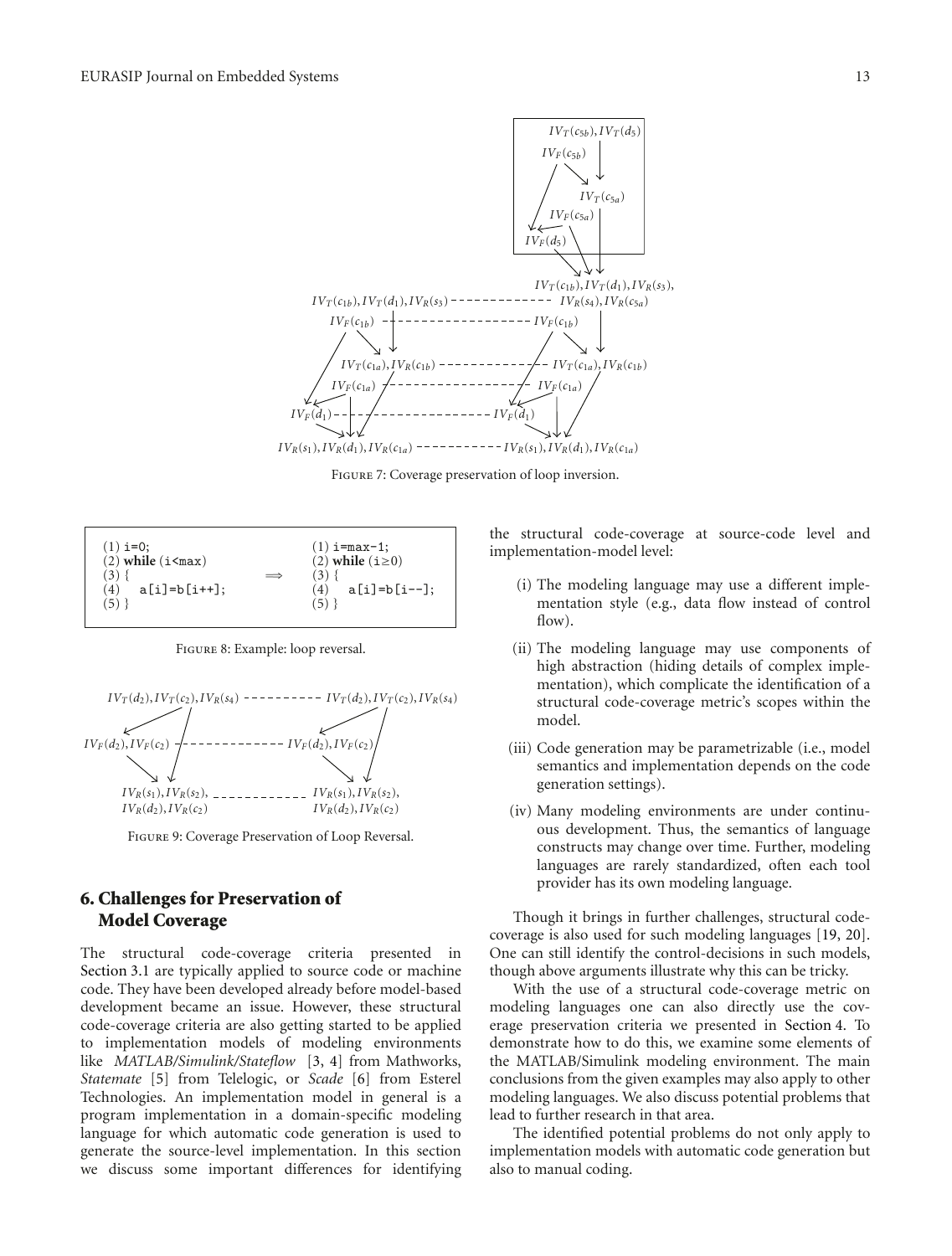Figure 7: Coverage preservation of loop inversion.

```
(1) i=0;                          (1) i=max-1;
(2) while (i<max)                 (2) while (i≥0)
(3) {                     ⟹       (3) {
(4)   a[i]=b[i++];                (4)   a[i]=b[i--];
(5) }                             (5) }
```

Figure 8: Example: loop reversal.

Figure 9: Coverage Preservation of Loop Reversal.

## 6. Challenges for Preservation of Model Coverage

The structural code-coverage criteria presented in Section 3.1 are typically applied to source code or machine code. They have been developed already before model-based development became an issue. However, these structural code-coverage criteria are also getting started to be applied to implementation models of modeling environments like *MATLAB/Simulink/Stateflow* [3, 4] from Mathworks, *Statemate* [5] from Telelogic, or *Scade* [6] from Esterel Technologies. An implementation model in general is a program implementation in a domain-specific modeling language for which automatic code generation is used to generate the source-level implementation. In this section we discuss some important differences for identifying the structural code-coverage at source-code level and implementation-model level:

(i) The modeling language may use a different implementation style (e.g., data flow instead of control flow).

(ii) The modeling language may use components of high abstraction (hiding details of complex implementation), which complicate the identification of a structural code-coverage metric's scopes within the model.

(iii) Code generation may be parametrizable (i.e., model semantics and implementation depends on the code generation settings).

(iv) Many modeling environments are under continuous development. Thus, the semantics of language constructs may change over time. Further, modeling languages are rarely standardized, often each tool provider has its own modeling language.

Though it brings in further challenges, structural code-coverage is also used for such modeling languages [19, 20]. One can still identify the control-decisions in such models, though above arguments illustrate why this can be tricky.

With the use of a structural code-coverage metric on modeling languages one can also directly use the coverage preservation criteria we presented in Section 4. To demonstrate how to do this, we examine some elements of the MATLAB/Simulink modeling environment. The main conclusions from the given examples may also apply to other modeling languages. We also discuss potential problems that lead to further research in that area.

The identified potential problems do not only apply to implementation models with automatic code generation but also to manual coding.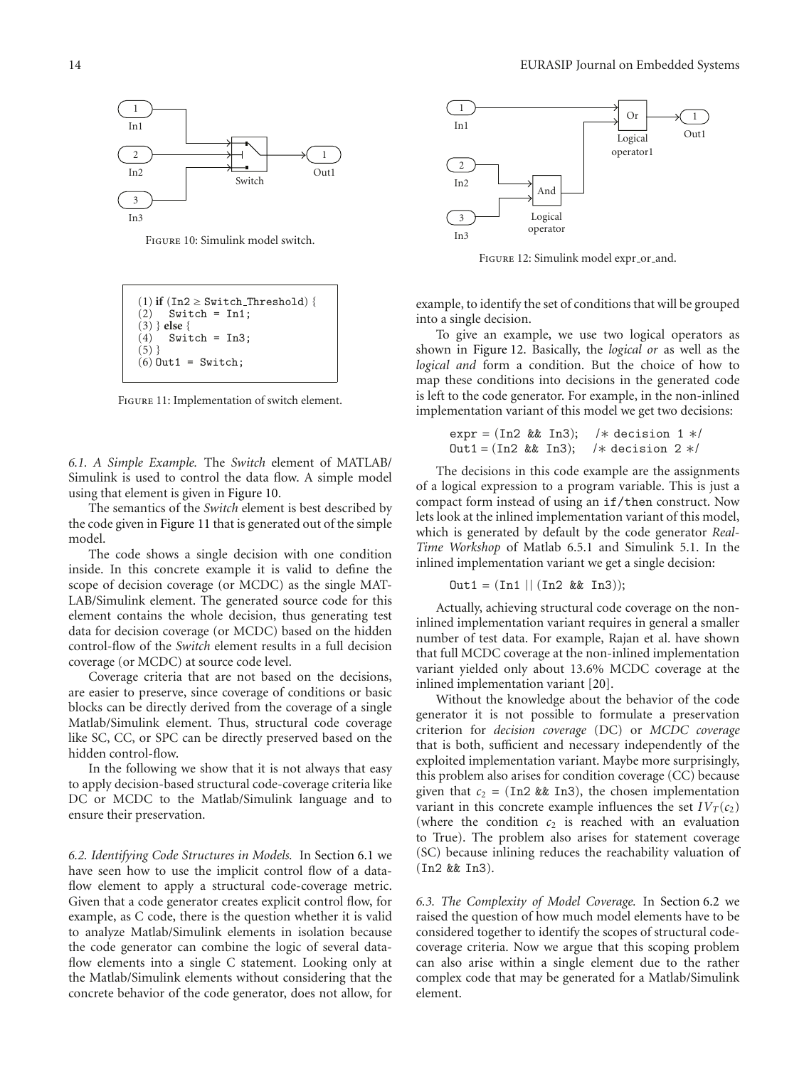Figure 10: Simulink model switch.

```
(1) if (In2 ≥ Switch_Threshold) {
(2)   Switch = In1;
(3) } else {
(4)   Switch = In3;
(5) }
(6) Out1 = Switch;
```

Figure 11: Implementation of switch element.

*6.1. A Simple Example.* The *Switch* element of MATLAB/ Simulink is used to control the data flow. A simple model using that element is given in Figure 10.

The semantics of the *Switch* element is best described by the code given in Figure 11 that is generated out of the simple model.

The code shows a single decision with one condition inside. In this concrete example it is valid to define the scope of decision coverage (or MCDC) as the single MATLAB/Simulink element. The generated source code for this element contains the whole decision, thus generating test data for decision coverage (or MCDC) based on the hidden control-flow of the *Switch* element results in a full decision coverage (or MCDC) at source code level.

Coverage criteria that are not based on the decisions, are easier to preserve, since coverage of conditions or basic blocks can be directly derived from the coverage of a single Matlab/Simulink element. Thus, structural code coverage like SC, CC, or SPC can be directly preserved based on the hidden control-flow.

In the following we show that it is not always that easy to apply decision-based structural code-coverage criteria like DC or MCDC to the Matlab/Simulink language and to ensure their preservation.

*6.2. Identifying Code Structures in Models.* In Section 6.1 we have seen how to use the implicit control flow of a data-flow element to apply a structural code-coverage metric. Given that a code generator creates explicit control flow, for example, as C code, there is the question whether it is valid to analyze Matlab/Simulink elements in isolation because the code generator can combine the logic of several data-flow elements into a single C statement. Looking only at the Matlab/Simulink elements without considering that the concrete behavior of the code generator, does not allow, for example, to identify the set of conditions that will be grouped into a single decision.

Figure 12: Simulink model expr_or_and.

To give an example, we use two logical operators as shown in Figure 12. Basically, the *logical or* as well as the *logical and* form a condition. But the choice of how to map these conditions into decisions in the generated code is left to the code generator. For example, in the non-inlined implementation variant of this model we get two decisions:

```
expr = (In2 && In3);   /* decision 1 */
Out1 = (In2 && In3);   /* decision 2 */
```

The decisions in this code example are the assignments of a logical expression to a program variable. This is just a compact form instead of using an if/then construct. Now lets look at the inlined implementation variant of this model, which is generated by default by the code generator *Real-Time Workshop* of Matlab 6.5.1 and Simulink 5.1. In the inlined implementation variant we get a single decision:

```
Out1 = (In1 || (In2 && In3));
```

Actually, achieving structural code coverage on the non-inlined implementation variant requires in general a smaller number of test data. For example, Rajan et al. have shown that full MCDC coverage at the non-inlined implementation variant yielded only about 13.6% MCDC coverage at the inlined implementation variant [20].

Without the knowledge about the behavior of the code generator it is not possible to formulate a preservation criterion for *decision coverage* (DC) or *MCDC coverage* that is both, sufficient and necessary independently of the exploited implementation variant. Maybe more surprisingly, this problem also arises for condition coverage (CC) because given that $c_2$ = (In2 && In3), the chosen implementation variant in this concrete example influences the set $IV_T(c_2)$ (where the condition $c_2$ is reached with an evaluation to True). The problem also arises for statement coverage (SC) because inlining reduces the reachability valuation of (In2 && In3).

*6.3. The Complexity of Model Coverage.* In Section 6.2 we raised the question of how much model elements have to be considered together to identify the scopes of structural code-coverage criteria. Now we argue that this scoping problem can also arise within a single element due to the rather complex code that may be generated for a Matlab/Simulink element.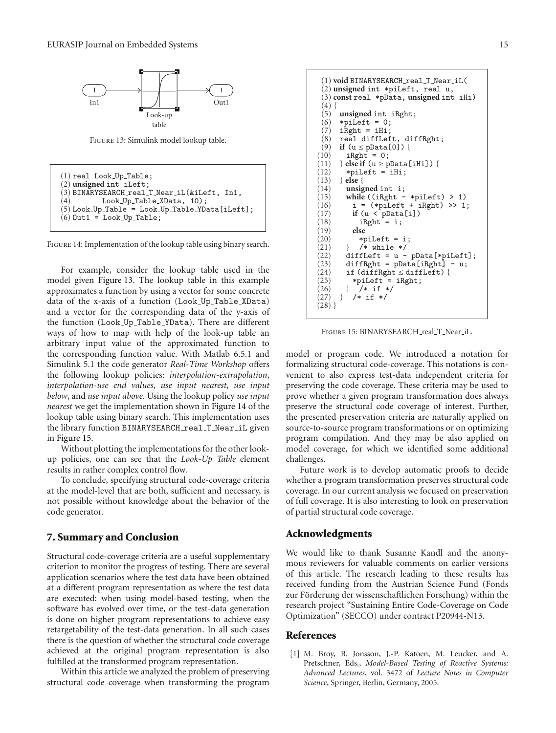Figure 13: Simulink model lookup table.

```
(1) real Look_Up_Table;
(2) unsigned int iLeft;
(3) BINARYSEARCH_real_T_Near_iL(&iLeft, In1,
(4)        Look_Up_Table_XData, 10);
(5) Look_Up_Table = Look_Up_Table_YData[iLeft];
(6) Out1 = Look_Up_Table;
```

Figure 14: Implementation of the lookup table using binary search.

For example, consider the lookup table used in the model given Figure 13. The lookup table in this example approximates a function by using a vector for some concrete data of the x-axis of a function (Look_Up_Table_XData) and a vector for the corresponding data of the y-axis of the function (Look_Up_Table_YData). There are different ways of how to map with help of the look-up table an arbitrary input value of the approximated function to the corresponding function value. With Matlab 6.5.1 and Simulink 5.1 the code generator *Real-Time Workshop* offers the following lookup policies: *interpolation-extrapolation*, *interpolation-use end values*, *use input nearest*, *use input below*, and *use input above*. Using the lookup policy *use input nearest* we get the implementation shown in Figure 14 of the lookup table using binary search. This implementation uses the library function BINARYSEARCH_real_T_Near_iL given in Figure 15.

Without plotting the implementations for the other look-up policies, one can see that the *Look-Up Table* element results in rather complex control flow.

To conclude, specifying structural code-coverage criteria at the model-level that are both, sufficient and necessary, is not possible without knowledge about the behavior of the code generator.

## 7. Summary and Conclusion

Structural code-coverage criteria are a useful supplementary criterion to monitor the progress of testing. There are several application scenarios where the test data have been obtained at a different program representation as where the test data are executed: when using model-based testing, when the software has evolved over time, or the test-data generation is done on higher program representations to achieve easy retargetability of the test-data generation. In all such cases there is the question of whether the structural code coverage achieved at the original program representation is also fulfilled at the transformed program representation.

Within this article we analyzed the problem of preserving structural code coverage when transforming the program model or program code. We introduced a notation for formalizing structural code-coverage. This notations is convenient to also express test-data independent criteria for preserving the code coverage. These criteria may be used to prove whether a given program transformation does always preserve the structural code coverage of interest. Further, the presented preservation criteria are naturally applied on source-to-source program transformations or on optimizing program compilation. And they may be also applied on model coverage, for which we identified some additional challenges.

Future work is to develop automatic proofs to decide whether a program transformation preserves structural code coverage. In our current analysis we focused on preservation of full coverage. It is also interesting to look on preservation of partial structural code coverage.

```
(1) void BINARYSEARCH_real_T_Near_iL(
(2) unsigned int *piLeft, real u,
(3) const real *pData, unsigned int iHi)
(4) {
(5)   unsigned int iRght;
(6)   *piLeft = 0;
(7)   iRght = iHi;
(8)   real diffLeft, diffRght;
(9)   if (u ≤ pData[0]) {
(10)    iRght = 0;
(11)  } else if (u ≥ pData[iHi]) {
(12)    *piLeft = iHi;
(13)  } else {
(14)    unsigned int i;
(15)    while ((iRght - *piLeft) > 1)
(16)      i = (*piLeft + iRght) >> 1;
(17)      if (u < pData[i])
(18)        iRght = i;
(19)      else
(20)        *piLeft = i;
(21)    }  /* while */
(22)    diffLeft = u - pData[*piLeft];
(23)    diffRght = pData[iRght] - u;
(24)    if (diffRght ≤ diffLeft) {
(25)      *piLeft = iRght;
(26)    }  /* if */
(27)  }  /* if */
(28) }
```

Figure 15: BINARYSEARCH_real_T_Near_iL.

## Acknowledgments

We would like to thank Susanne Kandl and the anonymous reviewers for valuable comments on earlier versions of this article. The research leading to these results has received funding from the Austrian Science Fund (Fonds zur Förderung der wissenschaftlichen Forschung) within the research project "Sustaining Entire Code-Coverage on Code Optimization" (SECCO) under contract P20944-N13.

## References

[1] M. Broy, B. Jonsson, J.-P. Katoen, M. Leucker, and A. Pretschner, Eds., *Model-Based Testing of Reactive Systems: Advanced Lectures*, vol. 3472 of *Lecture Notes in Computer Science*, Springer, Berlin, Germany, 2005.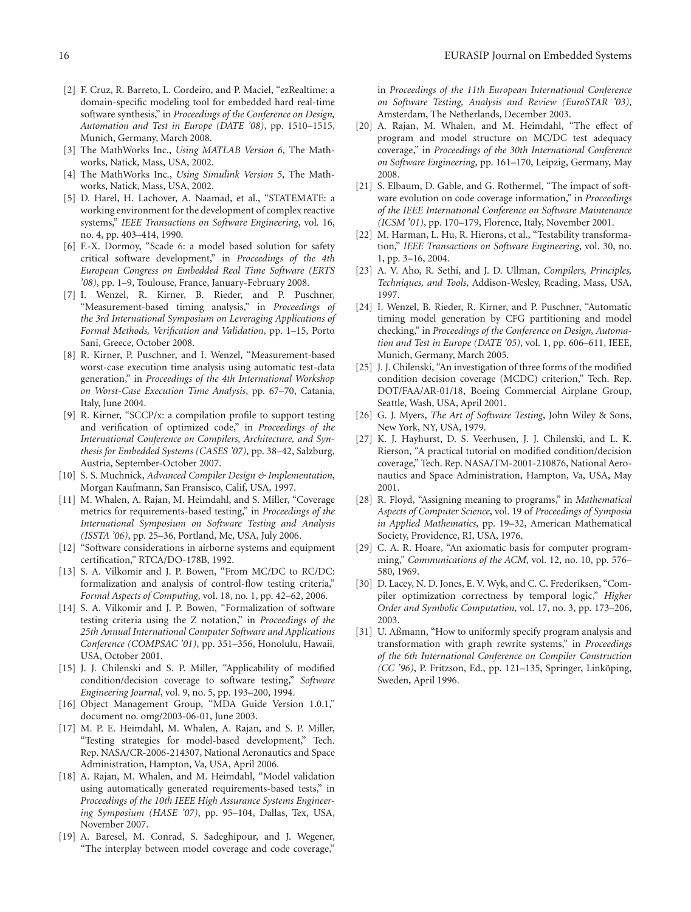[2] F. Cruz, R. Barreto, L. Cordeiro, and P. Maciel, "ezRealtime: a domain-specific modeling tool for embedded hard real-time software synthesis," in *Proceedings of the Conference on Design, Automation and Test in Europe (DATE '08)*, pp. 1510–1515, Munich, Germany, March 2008.

[3] The MathWorks Inc., *Using MATLAB Version 6*, The Mathworks, Natick, Mass, USA, 2002.

[4] The MathWorks Inc., *Using Simulink Version 5*, The Mathworks, Natick, Mass, USA, 2002.

[5] D. Harel, H. Lachover, A. Naamad, et al., "STATEMATE: a working environment for the development of complex reactive systems," *IEEE Transactions on Software Engineering*, vol. 16, no. 4, pp. 403–414, 1990.

[6] F.-X. Dormoy, "Scade 6: a model based solution for safety critical software development," in *Proceedings of the 4th European Congress on Embedded Real Time Software (ERTS '08)*, pp. 1–9, Toulouse, France, January-February 2008.

[7] I. Wenzel, R. Kirner, B. Rieder, and P. Puschner, "Measurement-based timing analysis," in *Proceedings of the 3rd International Symposium on Leveraging Applications of Formal Methods, Verification and Validation*, pp. 1–15, Porto Sani, Greece, October 2008.

[8] R. Kirner, P. Puschner, and I. Wenzel, "Measurement-based worst-case execution time analysis using automatic test-data generation," in *Proceedings of the 4th International Workshop on Worst-Case Execution Time Analysis*, pp. 67–70, Catania, Italy, June 2004.

[9] R. Kirner, "SCCP/x: a compilation profile to support testing and verification of optimized code," in *Proceedings of the International Conference on Compilers, Architecture, and Synthesis for Embedded Systems (CASES '07)*, pp. 38–42, Salzburg, Austria, September-October 2007.

[10] S. S. Muchnick, *Advanced Compiler Design & Implementation*, Morgan Kaufmann, San Fransisco, Calif, USA, 1997.

[11] M. Whalen, A. Rajan, M. Heimdahl, and S. Miller, "Coverage metrics for requirements-based testing," in *Proceedings of the International Symposium on Software Testing and Analysis (ISSTA '06)*, pp. 25–36, Portland, Me, USA, July 2006.

[12] "Software considerations in airborne systems and equipment certification," RTCA/DO-178B, 1992.

[13] S. A. Vilkomir and J. P. Bowen, "From MC/DC to RC/DC: formalization and analysis of control-flow testing criteria," *Formal Aspects of Computing*, vol. 18, no. 1, pp. 42–62, 2006.

[14] S. A. Vilkomir and J. P. Bowen, "Formalization of software testing criteria using the Z notation," in *Proceedings of the 25th Annual International Computer Software and Applications Conference (COMPSAC '01)*, pp. 351–356, Honolulu, Hawaii, USA, October 2001.

[15] J. J. Chilenski and S. P. Miller, "Applicability of modified condition/decision coverage to software testing," *Software Engineering Journal*, vol. 9, no. 5, pp. 193–200, 1994.

[16] Object Management Group, "MDA Guide Version 1.0.1," document no. omg/2003-06-01, June 2003.

[17] M. P. E. Heimdahl, M. Whalen, A. Rajan, and S. P. Miller, "Testing strategies for model-based development," Tech. Rep. NASA/CR-2006-214307, National Aeronautics and Space Administration, Hampton, Va, USA, April 2006.

[18] A. Rajan, M. Whalen, and M. Heimdahl, "Model validation using automatically generated requirements-based tests," in *Proceedings of the 10th IEEE High Assurance Systems Engineering Symposium (HASE '07)*, pp. 95–104, Dallas, Tex, USA, November 2007.

[19] A. Baresel, M. Conrad, S. Sadeghipour, and J. Wegener, "The interplay between model coverage and code coverage," in *Proceedings of the 11th European International Conference on Software Testing, Analysis and Review (EuroSTAR '03)*, Amsterdam, The Netherlands, December 2003.

[20] A. Rajan, M. Whalen, and M. Heimdahl, "The effect of program and model structure on MC/DC test adequacy coverage," in *Proceedings of the 30th International Conference on Software Engineering*, pp. 161–170, Leipzig, Germany, May 2008.

[21] S. Elbaum, D. Gable, and G. Rothermel, "The impact of software evolution on code coverage information," in *Proceedings of the IEEE International Conference on Software Maintenance (ICSM '01)*, pp. 170–179, Florence, Italy, November 2001.

[22] M. Harman, L. Hu, R. Hierons, et al., "Testability transformation," *IEEE Transactions on Software Engineering*, vol. 30, no. 1, pp. 3–16, 2004.

[23] A. V. Aho, R. Sethi, and J. D. Ullman, *Compilers, Principles, Techniques, and Tools*, Addison-Wesley, Reading, Mass, USA, 1997.

[24] I. Wenzel, B. Rieder, R. Kirner, and P. Puschner, "Automatic timing model generation by CFG partitioning and model checking," in *Proceedings of the Conference on Design, Automation and Test in Europe (DATE '05)*, vol. 1, pp. 606–611, IEEE, Munich, Germany, March 2005.

[25] J. J. Chilenski, "An investigation of three forms of the modified condition decision coverage (MCDC) criterion," Tech. Rep. DOT/FAA/AR-01/18, Boeing Commercial Airplane Group, Seattle, Wash, USA, April 2001.

[26] G. J. Myers, *The Art of Software Testing*, John Wiley & Sons, New York, NY, USA, 1979.

[27] K. J. Hayhurst, D. S. Veerhusen, J. J. Chilenski, and L. K. Rierson, "A practical tutorial on modified condition/decision coverage," Tech. Rep. NASA/TM-2001-210876, National Aeronautics and Space Administration, Hampton, Va, USA, May 2001.

[28] R. Floyd, "Assigning meaning to programs," in *Mathematical Aspects of Computer Science*, vol. 19 of *Proceedings of Symposia in Applied Mathematics*, pp. 19–32, American Mathematical Society, Providence, RI, USA, 1976.

[29] C. A. R. Hoare, "An axiomatic basis for computer programming," *Communications of the ACM*, vol. 12, no. 10, pp. 576–580, 1969.

[30] D. Lacey, N. D. Jones, E. V. Wyk, and C. C. Frederiksen, "Compiler optimization correctness by temporal logic," *Higher Order and Symbolic Computation*, vol. 17, no. 3, pp. 173–206, 2003.

[31] U. Aßmann, "How to uniformly specify program analysis and transformation with graph rewrite systems," in *Proceedings of the 6th International Conference on Compiler Construction (CC '96)*, P. Fritzson, Ed., pp. 121–135, Springer, Linköping, Sweden, April 1996.